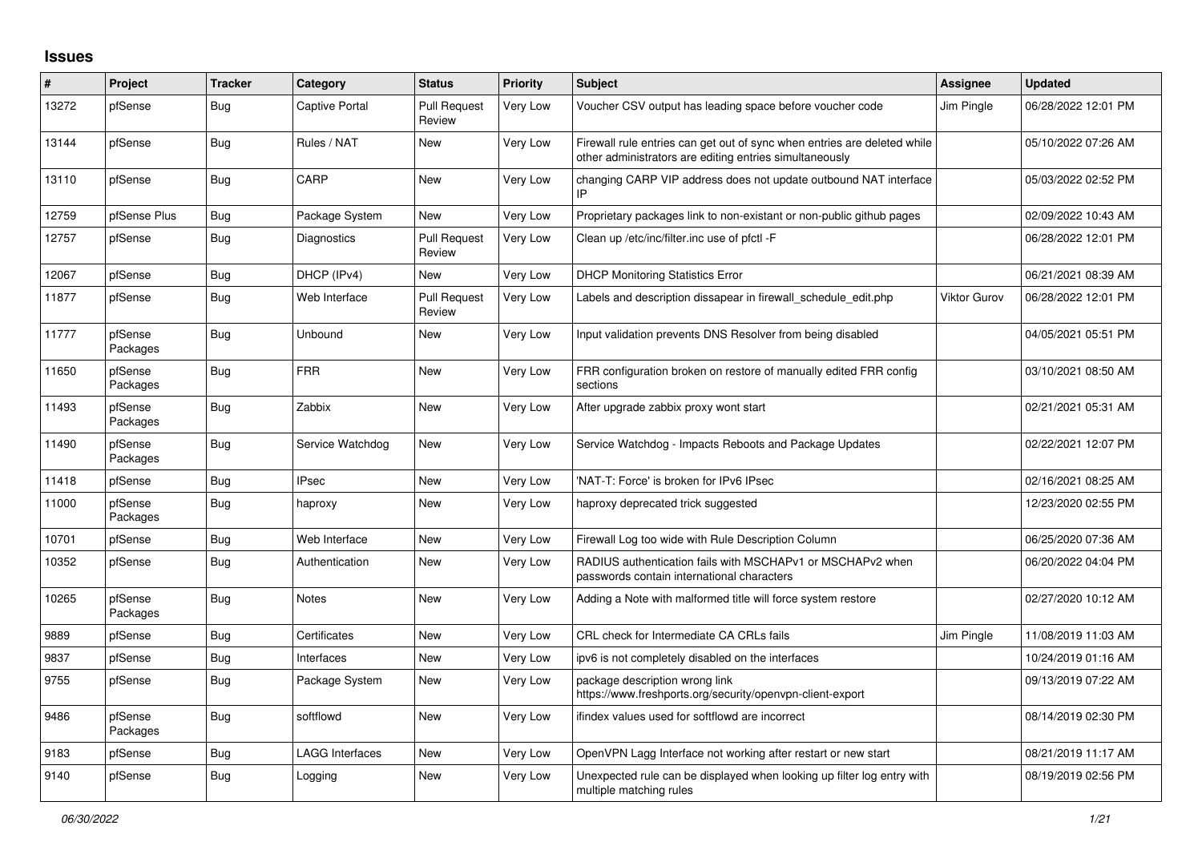# Issues

| # | Project | Tracker | Category | Status | Priority | Subject | Assignee | Updated |
|---|---|---|---|---|---|---|---|---|
| 13272 | pfSense | Bug | Captive Portal | Pull Request Review | Very Low | Voucher CSV output has leading space before voucher code | Jim Pingle | 06/28/2022 12:01 PM |
| 13144 | pfSense | Bug | Rules / NAT | New | Very Low | Firewall rule entries can get out of sync when entries are deleted while other administrators are editing entries simultaneously | | 05/10/2022 07:26 AM |
| 13110 | pfSense | Bug | CARP | New | Very Low | changing CARP VIP address does not update outbound NAT interface IP | | 05/03/2022 02:52 PM |
| 12759 | pfSense Plus | Bug | Package System | New | Very Low | Proprietary packages link to non-existant or non-public github pages | | 02/09/2022 10:43 AM |
| 12757 | pfSense | Bug | Diagnostics | Pull Request Review | Very Low | Clean up /etc/inc/filter.inc use of pfctl -F | | 06/28/2022 12:01 PM |
| 12067 | pfSense | Bug | DHCP (IPv4) | New | Very Low | DHCP Monitoring Statistics Error | | 06/21/2021 08:39 AM |
| 11877 | pfSense | Bug | Web Interface | Pull Request Review | Very Low | Labels and description dissapear in firewall_schedule_edit.php | Viktor Gurov | 06/28/2022 12:01 PM |
| 11777 | pfSense Packages | Bug | Unbound | New | Very Low | Input validation prevents DNS Resolver from being disabled | | 04/05/2021 05:51 PM |
| 11650 | pfSense Packages | Bug | FRR | New | Very Low | FRR configuration broken on restore of manually edited FRR config sections | | 03/10/2021 08:50 AM |
| 11493 | pfSense Packages | Bug | Zabbix | New | Very Low | After upgrade zabbix proxy wont start | | 02/21/2021 05:31 AM |
| 11490 | pfSense Packages | Bug | Service Watchdog | New | Very Low | Service Watchdog - Impacts Reboots and Package Updates | | 02/22/2021 12:07 PM |
| 11418 | pfSense | Bug | IPsec | New | Very Low | 'NAT-T: Force' is broken for IPv6 IPsec | | 02/16/2021 08:25 AM |
| 11000 | pfSense Packages | Bug | haproxy | New | Very Low | haproxy deprecated trick suggested | | 12/23/2020 02:55 PM |
| 10701 | pfSense | Bug | Web Interface | New | Very Low | Firewall Log too wide with Rule Description Column | | 06/25/2020 07:36 AM |
| 10352 | pfSense | Bug | Authentication | New | Very Low | RADIUS authentication fails with MSCHAPv1 or MSCHAPv2 when passwords contain international characters | | 06/20/2022 04:04 PM |
| 10265 | pfSense Packages | Bug | Notes | New | Very Low | Adding a Note with malformed title will force system restore | | 02/27/2020 10:12 AM |
| 9889 | pfSense | Bug | Certificates | New | Very Low | CRL check for Intermediate CA CRLs fails | Jim Pingle | 11/08/2019 11:03 AM |
| 9837 | pfSense | Bug | Interfaces | New | Very Low | ipv6 is not completely disabled on the interfaces | | 10/24/2019 01:16 AM |
| 9755 | pfSense | Bug | Package System | New | Very Low | package description wrong link https://www.freshports.org/security/openvpn-client-export | | 09/13/2019 07:22 AM |
| 9486 | pfSense Packages | Bug | softflowd | New | Very Low | ifindex values used for softflowd are incorrect | | 08/14/2019 02:30 PM |
| 9183 | pfSense | Bug | LAGG Interfaces | New | Very Low | OpenVPN Lagg Interface not working after restart or new start | | 08/21/2019 11:17 AM |
| 9140 | pfSense | Bug | Logging | New | Very Low | Unexpected rule can be displayed when looking up filter log entry with multiple matching rules | | 08/19/2019 02:56 PM |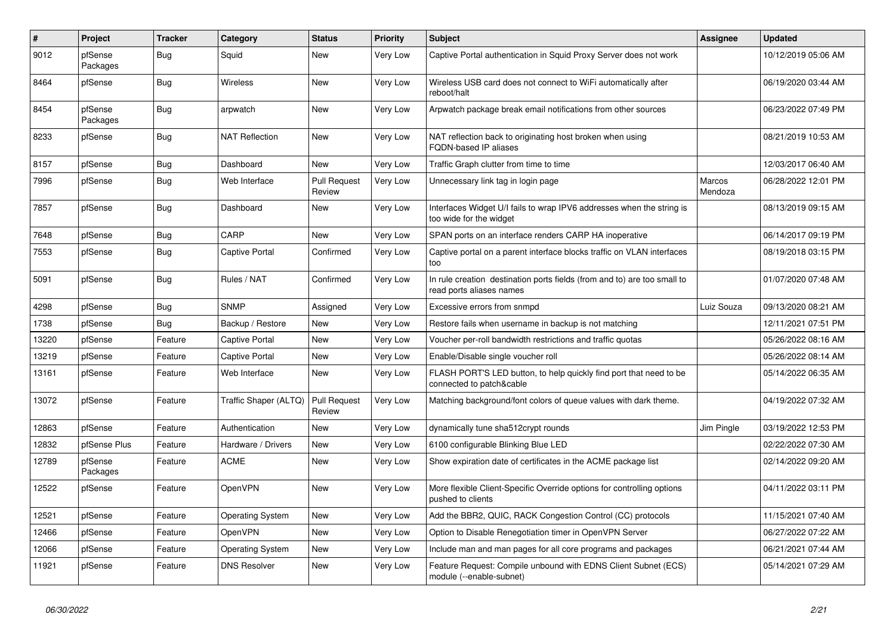| # | Project | Tracker | Category | Status | Priority | Subject | Assignee | Updated |
|---|---|---|---|---|---|---|---|---|
| 9012 | pfSense Packages | Bug | Squid | New | Very Low | Captive Portal authentication in Squid Proxy Server does not work | | 10/12/2019 05:06 AM |
| 8464 | pfSense | Bug | Wireless | New | Very Low | Wireless USB card does not connect to WiFi automatically after reboot/halt | | 06/19/2020 03:44 AM |
| 8454 | pfSense Packages | Bug | arpwatch | New | Very Low | Arpwatch package break email notifications from other sources | | 06/23/2022 07:49 PM |
| 8233 | pfSense | Bug | NAT Reflection | New | Very Low | NAT reflection back to originating host broken when using FQDN-based IP aliases | | 08/21/2019 10:53 AM |
| 8157 | pfSense | Bug | Dashboard | New | Very Low | Traffic Graph clutter from time to time | | 12/03/2017 06:40 AM |
| 7996 | pfSense | Bug | Web Interface | Pull Request Review | Very Low | Unnecessary link tag in login page | Marcos Mendoza | 06/28/2022 12:01 PM |
| 7857 | pfSense | Bug | Dashboard | New | Very Low | Interfaces Widget U/I fails to wrap IPV6 addresses when the string is too wide for the widget | | 08/13/2019 09:15 AM |
| 7648 | pfSense | Bug | CARP | New | Very Low | SPAN ports on an interface renders CARP HA inoperative | | 06/14/2017 09:19 PM |
| 7553 | pfSense | Bug | Captive Portal | Confirmed | Very Low | Captive portal on a parent interface blocks traffic on VLAN interfaces too | | 08/19/2018 03:15 PM |
| 5091 | pfSense | Bug | Rules / NAT | Confirmed | Very Low | In rule creation destination ports fields (from and to) are too small to read ports aliases names | | 01/07/2020 07:48 AM |
| 4298 | pfSense | Bug | SNMP | Assigned | Very Low | Excessive errors from snmpd | Luiz Souza | 09/13/2020 08:21 AM |
| 1738 | pfSense | Bug | Backup / Restore | New | Very Low | Restore fails when username in backup is not matching | | 12/11/2021 07:51 PM |
| 13220 | pfSense | Feature | Captive Portal | New | Very Low | Voucher per-roll bandwidth restrictions and traffic quotas | | 05/26/2022 08:16 AM |
| 13219 | pfSense | Feature | Captive Portal | New | Very Low | Enable/Disable single voucher roll | | 05/26/2022 08:14 AM |
| 13161 | pfSense | Feature | Web Interface | New | Very Low | FLASH PORT'S LED button, to help quickly find port that need to be connected to patch&cable | | 05/14/2022 06:35 AM |
| 13072 | pfSense | Feature | Traffic Shaper (ALTQ) | Pull Request Review | Very Low | Matching background/font colors of queue values with dark theme. | | 04/19/2022 07:32 AM |
| 12863 | pfSense | Feature | Authentication | New | Very Low | dynamically tune sha512crypt rounds | Jim Pingle | 03/19/2022 12:53 PM |
| 12832 | pfSense Plus | Feature | Hardware / Drivers | New | Very Low | 6100 configurable Blinking Blue LED | | 02/22/2022 07:30 AM |
| 12789 | pfSense Packages | Feature | ACME | New | Very Low | Show expiration date of certificates in the ACME package list | | 02/14/2022 09:20 AM |
| 12522 | pfSense | Feature | OpenVPN | New | Very Low | More flexible Client-Specific Override options for controlling options pushed to clients | | 04/11/2022 03:11 PM |
| 12521 | pfSense | Feature | Operating System | New | Very Low | Add the BBR2, QUIC, RACK Congestion Control (CC) protocols | | 11/15/2021 07:40 AM |
| 12466 | pfSense | Feature | OpenVPN | New | Very Low | Option to Disable Renegotiation timer in OpenVPN Server | | 06/27/2022 07:22 AM |
| 12066 | pfSense | Feature | Operating System | New | Very Low | Include man and man pages for all core programs and packages | | 06/21/2021 07:44 AM |
| 11921 | pfSense | Feature | DNS Resolver | New | Very Low | Feature Request: Compile unbound with EDNS Client Subnet (ECS) module (--enable-subnet) | | 05/14/2021 07:29 AM |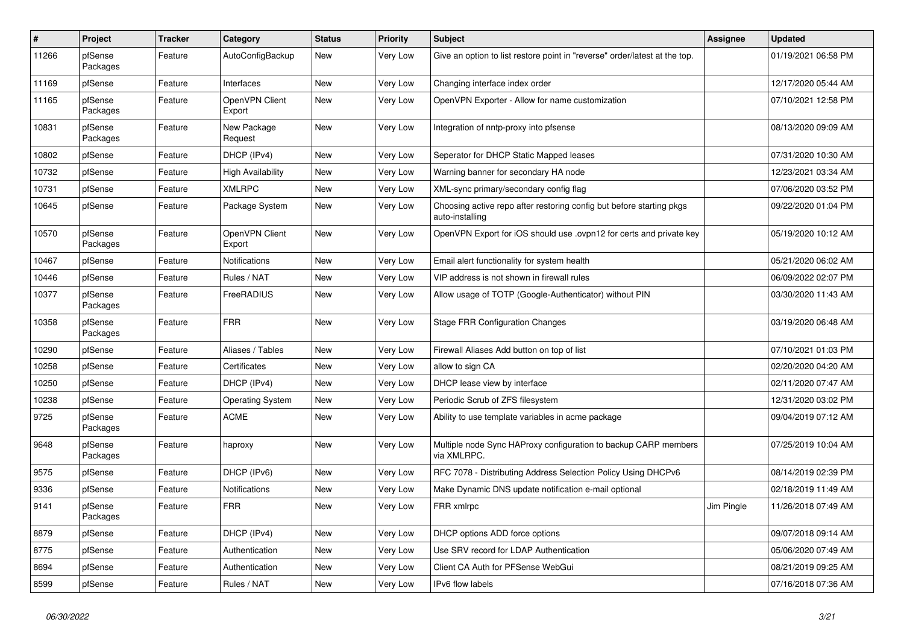| # | Project | Tracker | Category | Status | Priority | Subject | Assignee | Updated |
|---|---|---|---|---|---|---|---|---|
| 11266 | pfSense Packages | Feature | AutoConfigBackup | New | Very Low | Give an option to list restore point in "reverse" order/latest at the top. | | 01/19/2021 06:58 PM |
| 11169 | pfSense | Feature | Interfaces | New | Very Low | Changing interface index order | | 12/17/2020 05:44 AM |
| 11165 | pfSense Packages | Feature | OpenVPN Client Export | New | Very Low | OpenVPN Exporter - Allow for name customization | | 07/10/2021 12:58 PM |
| 10831 | pfSense Packages | Feature | New Package Request | New | Very Low | Integration of nntp-proxy into pfsense | | 08/13/2020 09:09 AM |
| 10802 | pfSense | Feature | DHCP (IPv4) | New | Very Low | Seperator for DHCP Static Mapped leases | | 07/31/2020 10:30 AM |
| 10732 | pfSense | Feature | High Availability | New | Very Low | Warning banner for secondary HA node | | 12/23/2021 03:34 AM |
| 10731 | pfSense | Feature | XMLRPC | New | Very Low | XML-sync primary/secondary config flag | | 07/06/2020 03:52 PM |
| 10645 | pfSense | Feature | Package System | New | Very Low | Choosing active repo after restoring config but before starting pkgs auto-installing | | 09/22/2020 01:04 PM |
| 10570 | pfSense Packages | Feature | OpenVPN Client Export | New | Very Low | OpenVPN Export for iOS should use .ovpn12 for certs and private key | | 05/19/2020 10:12 AM |
| 10467 | pfSense | Feature | Notifications | New | Very Low | Email alert functionality for system health | | 05/21/2020 06:02 AM |
| 10446 | pfSense | Feature | Rules / NAT | New | Very Low | VIP address is not shown in firewall rules | | 06/09/2022 02:07 PM |
| 10377 | pfSense Packages | Feature | FreeRADIUS | New | Very Low | Allow usage of TOTP (Google-Authenticator) without PIN | | 03/30/2020 11:43 AM |
| 10358 | pfSense Packages | Feature | FRR | New | Very Low | Stage FRR Configuration Changes | | 03/19/2020 06:48 AM |
| 10290 | pfSense | Feature | Aliases / Tables | New | Very Low | Firewall Aliases Add button on top of list | | 07/10/2021 01:03 PM |
| 10258 | pfSense | Feature | Certificates | New | Very Low | allow to sign CA | | 02/20/2020 04:20 AM |
| 10250 | pfSense | Feature | DHCP (IPv4) | New | Very Low | DHCP lease view by interface | | 02/11/2020 07:47 AM |
| 10238 | pfSense | Feature | Operating System | New | Very Low | Periodic Scrub of ZFS filesystem | | 12/31/2020 03:02 PM |
| 9725 | pfSense Packages | Feature | ACME | New | Very Low | Ability to use template variables in acme package | | 09/04/2019 07:12 AM |
| 9648 | pfSense Packages | Feature | haproxy | New | Very Low | Multiple node Sync HAProxy configuration to backup CARP members via XMLRPC. | | 07/25/2019 10:04 AM |
| 9575 | pfSense | Feature | DHCP (IPv6) | New | Very Low | RFC 7078 - Distributing Address Selection Policy Using DHCPv6 | | 08/14/2019 02:39 PM |
| 9336 | pfSense | Feature | Notifications | New | Very Low | Make Dynamic DNS update notification e-mail optional | | 02/18/2019 11:49 AM |
| 9141 | pfSense Packages | Feature | FRR | New | Very Low | FRR xmlrpc | Jim Pingle | 11/26/2018 07:49 AM |
| 8879 | pfSense | Feature | DHCP (IPv4) | New | Very Low | DHCP options ADD force options | | 09/07/2018 09:14 AM |
| 8775 | pfSense | Feature | Authentication | New | Very Low | Use SRV record for LDAP Authentication | | 05/06/2020 07:49 AM |
| 8694 | pfSense | Feature | Authentication | New | Very Low | Client CA Auth for PFSense WebGui | | 08/21/2019 09:25 AM |
| 8599 | pfSense | Feature | Rules / NAT | New | Very Low | IPv6 flow labels | | 07/16/2018 07:36 AM |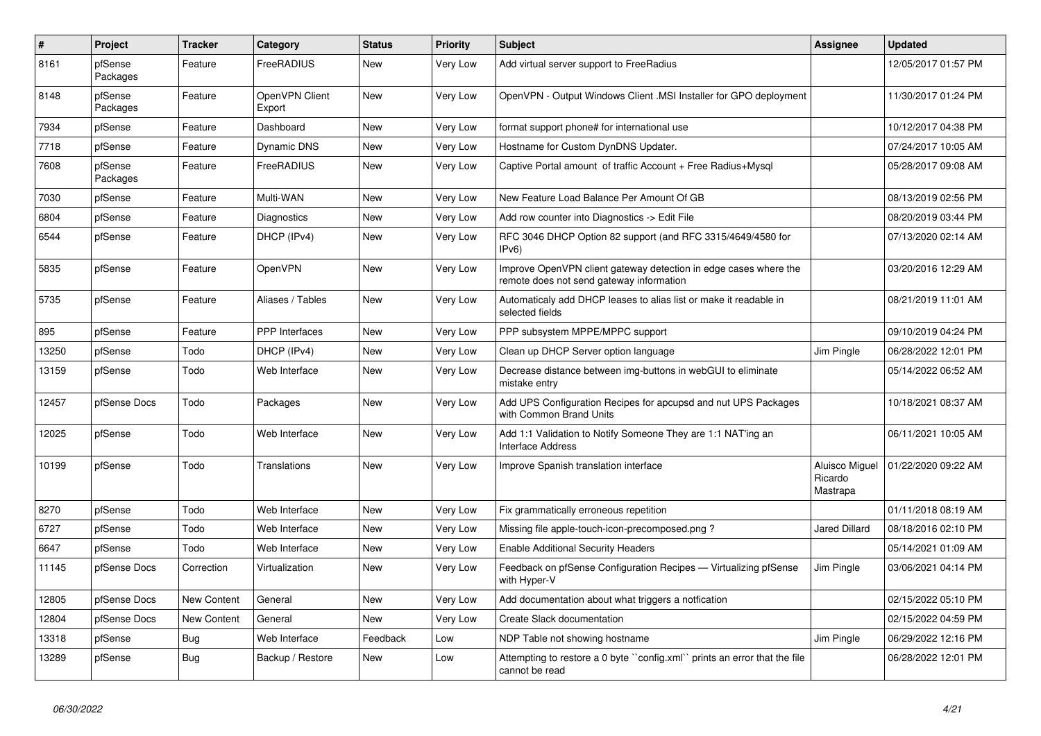| # | Project | Tracker | Category | Status | Priority | Subject | Assignee | Updated |
|---|---|---|---|---|---|---|---|---|
| 8161 | pfSense Packages | Feature | FreeRADIUS | New | Very Low | Add virtual server support to FreeRadius | | 12/05/2017 01:57 PM |
| 8148 | pfSense Packages | Feature | OpenVPN Client Export | New | Very Low | OpenVPN - Output Windows Client .MSI Installer for GPO deployment | | 11/30/2017 01:24 PM |
| 7934 | pfSense | Feature | Dashboard | New | Very Low | format support phone# for international use | | 10/12/2017 04:38 PM |
| 7718 | pfSense | Feature | Dynamic DNS | New | Very Low | Hostname for Custom DynDNS Updater. | | 07/24/2017 10:05 AM |
| 7608 | pfSense Packages | Feature | FreeRADIUS | New | Very Low | Captive Portal amount of traffic Account + Free Radius+Mysql | | 05/28/2017 09:08 AM |
| 7030 | pfSense | Feature | Multi-WAN | New | Very Low | New Feature Load Balance Per Amount Of GB | | 08/13/2019 02:56 PM |
| 6804 | pfSense | Feature | Diagnostics | New | Very Low | Add row counter into Diagnostics -> Edit File | | 08/20/2019 03:44 PM |
| 6544 | pfSense | Feature | DHCP (IPv4) | New | Very Low | RFC 3046 DHCP Option 82 support (and RFC 3315/4649/4580 for IPv6) | | 07/13/2020 02:14 AM |
| 5835 | pfSense | Feature | OpenVPN | New | Very Low | Improve OpenVPN client gateway detection in edge cases where the remote does not send gateway information | | 03/20/2016 12:29 AM |
| 5735 | pfSense | Feature | Aliases / Tables | New | Very Low | Automaticaly add DHCP leases to alias list or make it readable in selected fields | | 08/21/2019 11:01 AM |
| 895 | pfSense | Feature | PPP Interfaces | New | Very Low | PPP subsystem MPPE/MPPC support | | 09/10/2019 04:24 PM |
| 13250 | pfSense | Todo | DHCP (IPv4) | New | Very Low | Clean up DHCP Server option language | Jim Pingle | 06/28/2022 12:01 PM |
| 13159 | pfSense | Todo | Web Interface | New | Very Low | Decrease distance between img-buttons in webGUI to eliminate mistake entry | | 05/14/2022 06:52 AM |
| 12457 | pfSense Docs | Todo | Packages | New | Very Low | Add UPS Configuration Recipes for apcupsd and nut UPS Packages with Common Brand Units | | 10/18/2021 08:37 AM |
| 12025 | pfSense | Todo | Web Interface | New | Very Low | Add 1:1 Validation to Notify Someone They are 1:1 NAT'ing an Interface Address | | 06/11/2021 10:05 AM |
| 10199 | pfSense | Todo | Translations | New | Very Low | Improve Spanish translation interface | Aluisco Miguel Ricardo Mastrapa | 01/22/2020 09:22 AM |
| 8270 | pfSense | Todo | Web Interface | New | Very Low | Fix grammatically erroneous repetition | | 01/11/2018 08:19 AM |
| 6727 | pfSense | Todo | Web Interface | New | Very Low | Missing file apple-touch-icon-precomposed.png ? | Jared Dillard | 08/18/2016 02:10 PM |
| 6647 | pfSense | Todo | Web Interface | New | Very Low | Enable Additional Security Headers | | 05/14/2021 01:09 AM |
| 11145 | pfSense Docs | Correction | Virtualization | New | Very Low | Feedback on pfSense Configuration Recipes — Virtualizing pfSense with Hyper-V | Jim Pingle | 03/06/2021 04:14 PM |
| 12805 | pfSense Docs | New Content | General | New | Very Low | Add documentation about what triggers a notfication | | 02/15/2022 05:10 PM |
| 12804 | pfSense Docs | New Content | General | New | Very Low | Create Slack documentation | | 02/15/2022 04:59 PM |
| 13318 | pfSense | Bug | Web Interface | Feedback | Low | NDP Table not showing hostname | Jim Pingle | 06/29/2022 12:16 PM |
| 13289 | pfSense | Bug | Backup / Restore | New | Low | Attempting to restore a 0 byte ``config.xml`` prints an error that the file cannot be read | | 06/28/2022 12:01 PM |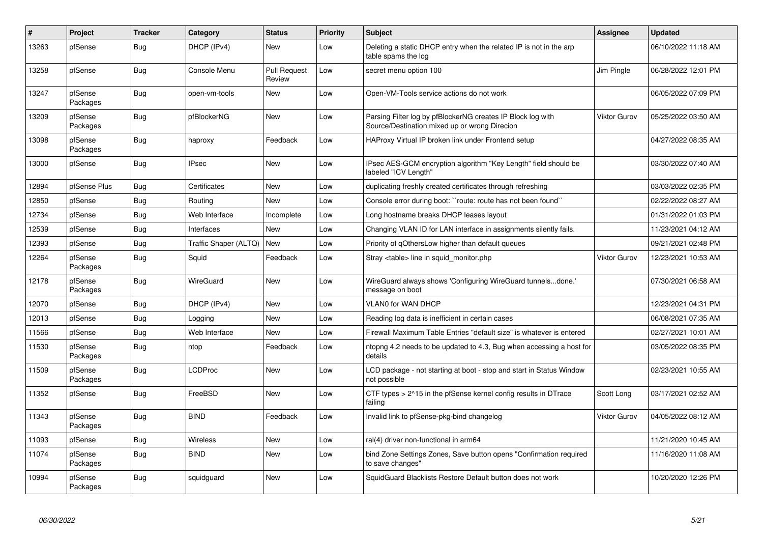| # | Project | Tracker | Category | Status | Priority | Subject | Assignee | Updated |
|---|---|---|---|---|---|---|---|---|
| 13263 | pfSense | Bug | DHCP (IPv4) | New | Low | Deleting a static DHCP entry when the related IP is not in the arp table spams the log | | 06/10/2022 11:18 AM |
| 13258 | pfSense | Bug | Console Menu | Pull Request Review | Low | secret menu option 100 | Jim Pingle | 06/28/2022 12:01 PM |
| 13247 | pfSense Packages | Bug | open-vm-tools | New | Low | Open-VM-Tools service actions do not work | | 06/05/2022 07:09 PM |
| 13209 | pfSense Packages | Bug | pfBlockerNG | New | Low | Parsing Filter log by pfBlockerNG creates IP Block log with Source/Destination mixed up or wrong Direcion | Viktor Gurov | 05/25/2022 03:50 AM |
| 13098 | pfSense Packages | Bug | haproxy | Feedback | Low | HAProxy Virtual IP broken link under Frontend setup | | 04/27/2022 08:35 AM |
| 13000 | pfSense | Bug | IPsec | New | Low | IPsec AES-GCM encryption algorithm "Key Length" field should be labeled "ICV Length" | | 03/30/2022 07:40 AM |
| 12894 | pfSense Plus | Bug | Certificates | New | Low | duplicating freshly created certificates through refreshing | | 03/03/2022 02:35 PM |
| 12850 | pfSense | Bug | Routing | New | Low | Console error during boot: ``route: route has not been found`` | | 02/22/2022 08:27 AM |
| 12734 | pfSense | Bug | Web Interface | Incomplete | Low | Long hostname breaks DHCP leases layout | | 01/31/2022 01:03 PM |
| 12539 | pfSense | Bug | Interfaces | New | Low | Changing VLAN ID for LAN interface in assignments silently fails. | | 11/23/2021 04:12 AM |
| 12393 | pfSense | Bug | Traffic Shaper (ALTQ) | New | Low | Priority of qOthersLow higher than default queues | | 09/21/2021 02:48 PM |
| 12264 | pfSense Packages | Bug | Squid | Feedback | Low | Stray <table> line in squid_monitor.php | Viktor Gurov | 12/23/2021 10:53 AM |
| 12178 | pfSense Packages | Bug | WireGuard | New | Low | WireGuard always shows 'Configuring WireGuard tunnels...done.' message on boot | | 07/30/2021 06:58 AM |
| 12070 | pfSense | Bug | DHCP (IPv4) | New | Low | VLAN0 for WAN DHCP | | 12/23/2021 04:31 PM |
| 12013 | pfSense | Bug | Logging | New | Low | Reading log data is inefficient in certain cases | | 06/08/2021 07:35 AM |
| 11566 | pfSense | Bug | Web Interface | New | Low | Firewall Maximum Table Entries "default size" is whatever is entered | | 02/27/2021 10:01 AM |
| 11530 | pfSense Packages | Bug | ntop | Feedback | Low | ntopng 4.2 needs to be updated to 4.3, Bug when accessing a host for details | | 03/05/2022 08:35 PM |
| 11509 | pfSense Packages | Bug | LCDProc | New | Low | LCD package - not starting at boot - stop and start in Status Window not possible | | 02/23/2021 10:55 AM |
| 11352 | pfSense | Bug | FreeBSD | New | Low | CTF types > 2^15 in the pfSense kernel config results in DTrace failing | Scott Long | 03/17/2021 02:52 AM |
| 11343 | pfSense Packages | Bug | BIND | Feedback | Low | Invalid link to pfSense-pkg-bind changelog | Viktor Gurov | 04/05/2022 08:12 AM |
| 11093 | pfSense | Bug | Wireless | New | Low | ral(4) driver non-functional in arm64 | | 11/21/2020 10:45 AM |
| 11074 | pfSense Packages | Bug | BIND | New | Low | bind Zone Settings Zones, Save button opens "Confirmation required to save changes" | | 11/16/2020 11:08 AM |
| 10994 | pfSense Packages | Bug | squidguard | New | Low | SquidGuard Blacklists Restore Default button does not work | | 10/20/2020 12:26 PM |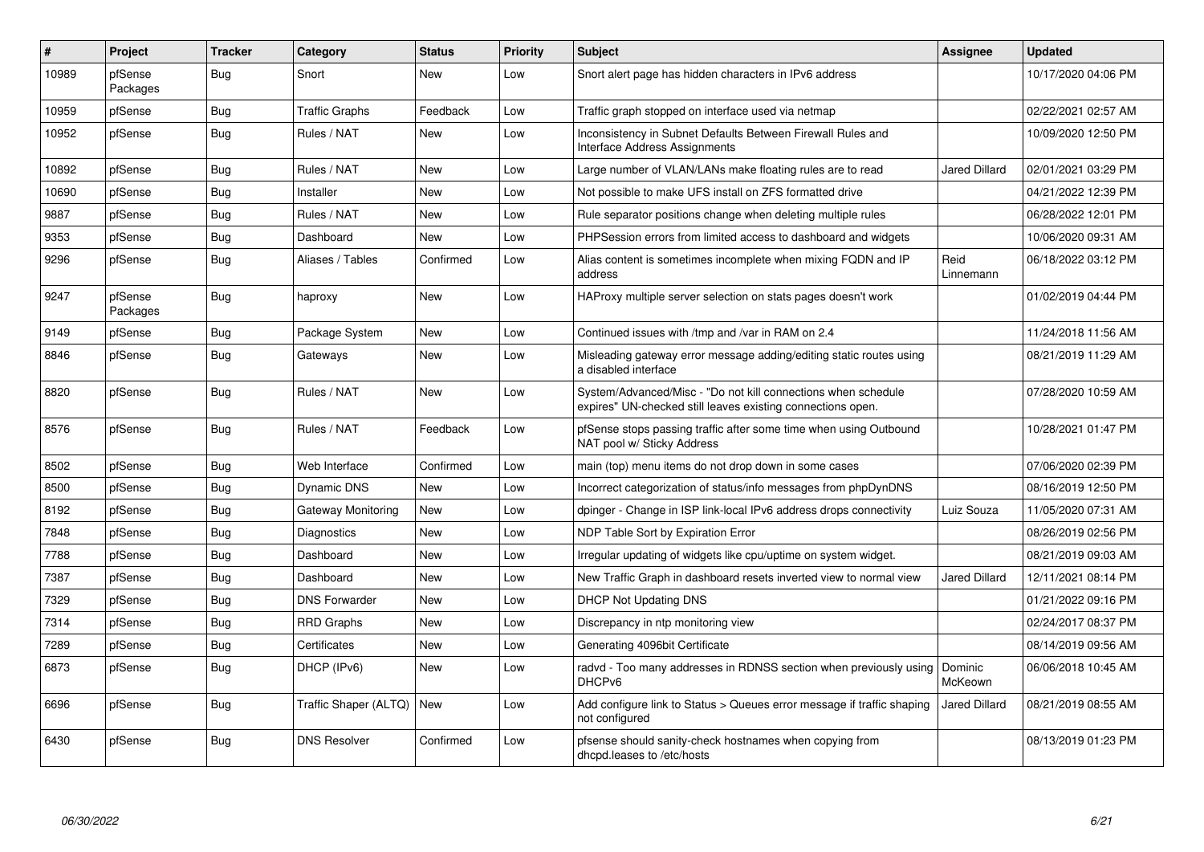| # | Project | Tracker | Category | Status | Priority | Subject | Assignee | Updated |
|---|---|---|---|---|---|---|---|---|
| 10989 | pfSense Packages | Bug | Snort | New | Low | Snort alert page has hidden characters in IPv6 address | | 10/17/2020 04:06 PM |
| 10959 | pfSense | Bug | Traffic Graphs | Feedback | Low | Traffic graph stopped on interface used via netmap | | 02/22/2021 02:57 AM |
| 10952 | pfSense | Bug | Rules / NAT | New | Low | Inconsistency in Subnet Defaults Between Firewall Rules and Interface Address Assignments | | 10/09/2020 12:50 PM |
| 10892 | pfSense | Bug | Rules / NAT | New | Low | Large number of VLAN/LANs make floating rules are to read | Jared Dillard | 02/01/2021 03:29 PM |
| 10690 | pfSense | Bug | Installer | New | Low | Not possible to make UFS install on ZFS formatted drive | | 04/21/2022 12:39 PM |
| 9887 | pfSense | Bug | Rules / NAT | New | Low | Rule separator positions change when deleting multiple rules | | 06/28/2022 12:01 PM |
| 9353 | pfSense | Bug | Dashboard | New | Low | PHPSession errors from limited access to dashboard and widgets | | 10/06/2020 09:31 AM |
| 9296 | pfSense | Bug | Aliases / Tables | Confirmed | Low | Alias content is sometimes incomplete when mixing FQDN and IP address | Reid Linnemann | 06/18/2022 03:12 PM |
| 9247 | pfSense Packages | Bug | haproxy | New | Low | HAProxy multiple server selection on stats pages doesn't work | | 01/02/2019 04:44 PM |
| 9149 | pfSense | Bug | Package System | New | Low | Continued issues with /tmp and /var in RAM on 2.4 | | 11/24/2018 11:56 AM |
| 8846 | pfSense | Bug | Gateways | New | Low | Misleading gateway error message adding/editing static routes using a disabled interface | | 08/21/2019 11:29 AM |
| 8820 | pfSense | Bug | Rules / NAT | New | Low | System/Advanced/Misc - "Do not kill connections when schedule expires" UN-checked still leaves existing connections open. | | 07/28/2020 10:59 AM |
| 8576 | pfSense | Bug | Rules / NAT | Feedback | Low | pfSense stops passing traffic after some time when using Outbound NAT pool w/ Sticky Address | | 10/28/2021 01:47 PM |
| 8502 | pfSense | Bug | Web Interface | Confirmed | Low | main (top) menu items do not drop down in some cases | | 07/06/2020 02:39 PM |
| 8500 | pfSense | Bug | Dynamic DNS | New | Low | Incorrect categorization of status/info messages from phpDynDNS | | 08/16/2019 12:50 PM |
| 8192 | pfSense | Bug | Gateway Monitoring | New | Low | dpinger - Change in ISP link-local IPv6 address drops connectivity | Luiz Souza | 11/05/2020 07:31 AM |
| 7848 | pfSense | Bug | Diagnostics | New | Low | NDP Table Sort by Expiration Error | | 08/26/2019 02:56 PM |
| 7788 | pfSense | Bug | Dashboard | New | Low | Irregular updating of widgets like cpu/uptime on system widget. | | 08/21/2019 09:03 AM |
| 7387 | pfSense | Bug | Dashboard | New | Low | New Traffic Graph in dashboard resets inverted view to normal view | Jared Dillard | 12/11/2021 08:14 PM |
| 7329 | pfSense | Bug | DNS Forwarder | New | Low | DHCP Not Updating DNS | | 01/21/2022 09:16 PM |
| 7314 | pfSense | Bug | RRD Graphs | New | Low | Discrepancy in ntp monitoring view | | 02/24/2017 08:37 PM |
| 7289 | pfSense | Bug | Certificates | New | Low | Generating 4096bit Certificate | | 08/14/2019 09:56 AM |
| 6873 | pfSense | Bug | DHCP (IPv6) | New | Low | radvd - Too many addresses in RDNSS section when previously using DHCPv6 | Dominic McKeown | 06/06/2018 10:45 AM |
| 6696 | pfSense | Bug | Traffic Shaper (ALTQ) | New | Low | Add configure link to Status > Queues error message if traffic shaping not configured | Jared Dillard | 08/21/2019 08:55 AM |
| 6430 | pfSense | Bug | DNS Resolver | Confirmed | Low | pfsense should sanity-check hostnames when copying from dhcpd.leases to /etc/hosts | | 08/13/2019 01:23 PM |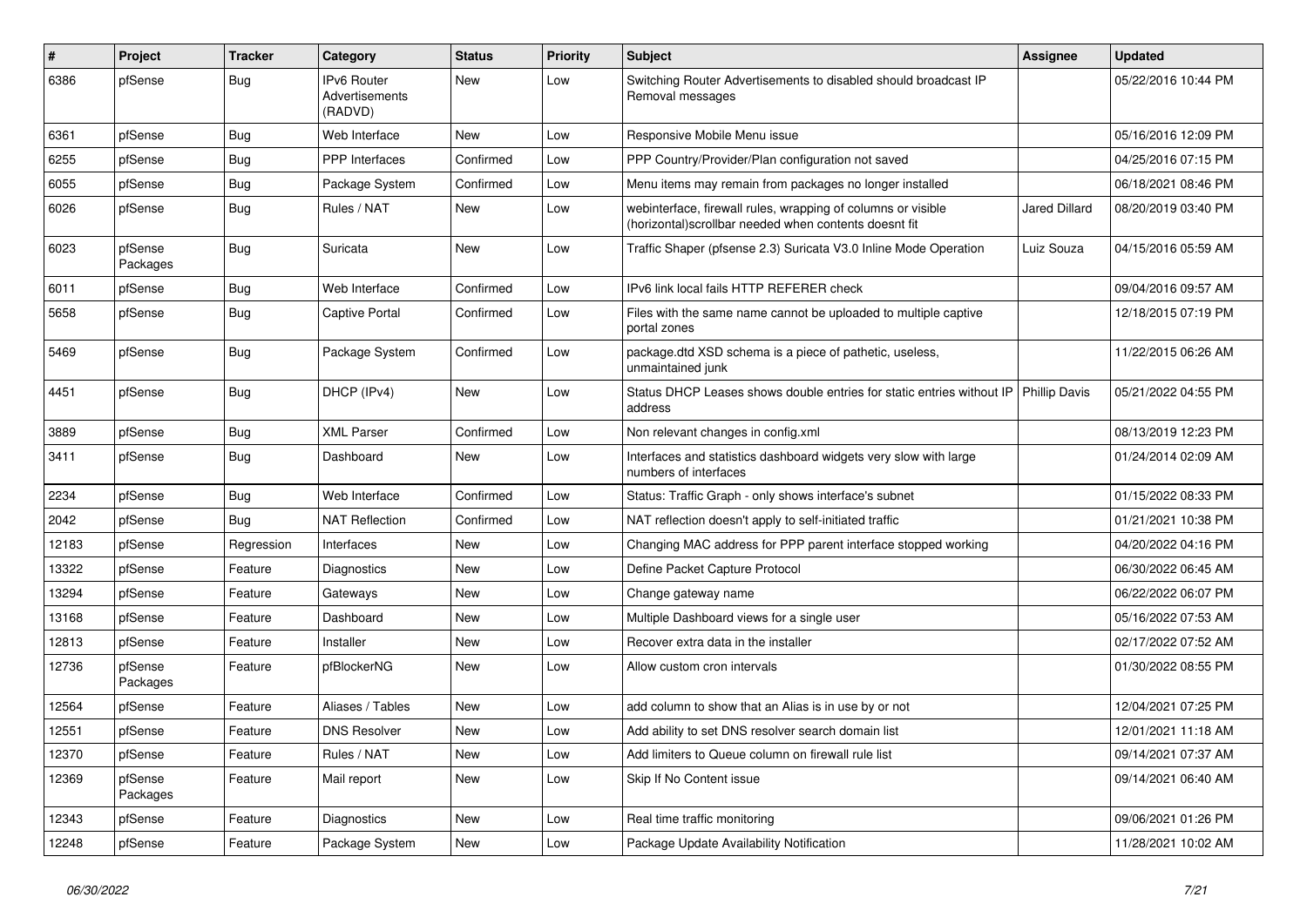| # | Project | Tracker | Category | Status | Priority | Subject | Assignee | Updated |
|---|---|---|---|---|---|---|---|---|
| 6386 | pfSense | Bug | IPv6 Router Advertisements (RADVD) | New | Low | Switching Router Advertisements to disabled should broadcast IP Removal messages | | 05/22/2016 10:44 PM |
| 6361 | pfSense | Bug | Web Interface | New | Low | Responsive Mobile Menu issue | | 05/16/2016 12:09 PM |
| 6255 | pfSense | Bug | PPP Interfaces | Confirmed | Low | PPP Country/Provider/Plan configuration not saved | | 04/25/2016 07:15 PM |
| 6055 | pfSense | Bug | Package System | Confirmed | Low | Menu items may remain from packages no longer installed | | 06/18/2021 08:46 PM |
| 6026 | pfSense | Bug | Rules / NAT | New | Low | webinterface, firewall rules, wrapping of columns or visible (horizontal)scrollbar needed when contents doesnt fit | Jared Dillard | 08/20/2019 03:40 PM |
| 6023 | pfSense Packages | Bug | Suricata | New | Low | Traffic Shaper (pfsense 2.3) Suricata V3.0 Inline Mode Operation | Luiz Souza | 04/15/2016 05:59 AM |
| 6011 | pfSense | Bug | Web Interface | Confirmed | Low | IPv6 link local fails HTTP REFERER check | | 09/04/2016 09:57 AM |
| 5658 | pfSense | Bug | Captive Portal | Confirmed | Low | Files with the same name cannot be uploaded to multiple captive portal zones | | 12/18/2015 07:19 PM |
| 5469 | pfSense | Bug | Package System | Confirmed | Low | package.dtd XSD schema is a piece of pathetic, useless, unmaintained junk | | 11/22/2015 06:26 AM |
| 4451 | pfSense | Bug | DHCP (IPv4) | New | Low | Status DHCP Leases shows double entries for static entries without IP address | Phillip Davis | 05/21/2022 04:55 PM |
| 3889 | pfSense | Bug | XML Parser | Confirmed | Low | Non relevant changes in config.xml | | 08/13/2019 12:23 PM |
| 3411 | pfSense | Bug | Dashboard | New | Low | Interfaces and statistics dashboard widgets very slow with large numbers of interfaces | | 01/24/2014 02:09 AM |
| 2234 | pfSense | Bug | Web Interface | Confirmed | Low | Status: Traffic Graph - only shows interface's subnet | | 01/15/2022 08:33 PM |
| 2042 | pfSense | Bug | NAT Reflection | Confirmed | Low | NAT reflection doesn't apply to self-initiated traffic | | 01/21/2021 10:38 PM |
| 12183 | pfSense | Regression | Interfaces | New | Low | Changing MAC address for PPP parent interface stopped working | | 04/20/2022 04:16 PM |
| 13322 | pfSense | Feature | Diagnostics | New | Low | Define Packet Capture Protocol | | 06/30/2022 06:45 AM |
| 13294 | pfSense | Feature | Gateways | New | Low | Change gateway name | | 06/22/2022 06:07 PM |
| 13168 | pfSense | Feature | Dashboard | New | Low | Multiple Dashboard views for a single user | | 05/16/2022 07:53 AM |
| 12813 | pfSense | Feature | Installer | New | Low | Recover extra data in the installer | | 02/17/2022 07:52 AM |
| 12736 | pfSense Packages | Feature | pfBlockerNG | New | Low | Allow custom cron intervals | | 01/30/2022 08:55 PM |
| 12564 | pfSense | Feature | Aliases / Tables | New | Low | add column to show that an Alias is in use by or not | | 12/04/2021 07:25 PM |
| 12551 | pfSense | Feature | DNS Resolver | New | Low | Add ability to set DNS resolver search domain list | | 12/01/2021 11:18 AM |
| 12370 | pfSense | Feature | Rules / NAT | New | Low | Add limiters to Queue column on firewall rule list | | 09/14/2021 07:37 AM |
| 12369 | pfSense Packages | Feature | Mail report | New | Low | Skip If No Content issue | | 09/14/2021 06:40 AM |
| 12343 | pfSense | Feature | Diagnostics | New | Low | Real time traffic monitoring | | 09/06/2021 01:26 PM |
| 12248 | pfSense | Feature | Package System | New | Low | Package Update Availability Notification | | 11/28/2021 10:02 AM |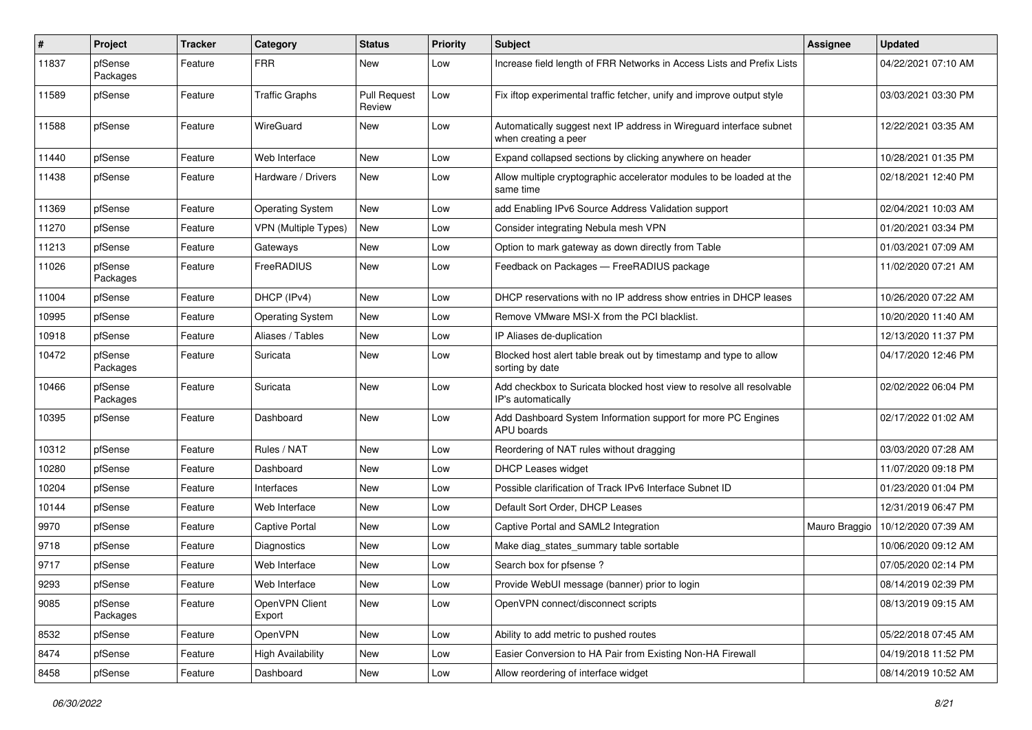| # | Project | Tracker | Category | Status | Priority | Subject | Assignee | Updated |
|---|---|---|---|---|---|---|---|---|
| 11837 | pfSense Packages | Feature | FRR | New | Low | Increase field length of FRR Networks in Access Lists and Prefix Lists | | 04/22/2021 07:10 AM |
| 11589 | pfSense | Feature | Traffic Graphs | Pull Request Review | Low | Fix iftop experimental traffic fetcher, unify and improve output style | | 03/03/2021 03:30 PM |
| 11588 | pfSense | Feature | WireGuard | New | Low | Automatically suggest next IP address in Wireguard interface subnet when creating a peer | | 12/22/2021 03:35 AM |
| 11440 | pfSense | Feature | Web Interface | New | Low | Expand collapsed sections by clicking anywhere on header | | 10/28/2021 01:35 PM |
| 11438 | pfSense | Feature | Hardware / Drivers | New | Low | Allow multiple cryptographic accelerator modules to be loaded at the same time | | 02/18/2021 12:40 PM |
| 11369 | pfSense | Feature | Operating System | New | Low | add Enabling IPv6 Source Address Validation support | | 02/04/2021 10:03 AM |
| 11270 | pfSense | Feature | VPN (Multiple Types) | New | Low | Consider integrating Nebula mesh VPN | | 01/20/2021 03:34 PM |
| 11213 | pfSense | Feature | Gateways | New | Low | Option to mark gateway as down directly from Table | | 01/03/2021 07:09 AM |
| 11026 | pfSense Packages | Feature | FreeRADIUS | New | Low | Feedback on Packages — FreeRADIUS package | | 11/02/2020 07:21 AM |
| 11004 | pfSense | Feature | DHCP (IPv4) | New | Low | DHCP reservations with no IP address show entries in DHCP leases | | 10/26/2020 07:22 AM |
| 10995 | pfSense | Feature | Operating System | New | Low | Remove VMware MSI-X from the PCI blacklist. | | 10/20/2020 11:40 AM |
| 10918 | pfSense | Feature | Aliases / Tables | New | Low | IP Aliases de-duplication | | 12/13/2020 11:37 PM |
| 10472 | pfSense Packages | Feature | Suricata | New | Low | Blocked host alert table break out by timestamp and type to allow sorting by date | | 04/17/2020 12:46 PM |
| 10466 | pfSense Packages | Feature | Suricata | New | Low | Add checkbox to Suricata blocked host view to resolve all resolvable IP's automatically | | 02/02/2022 06:04 PM |
| 10395 | pfSense | Feature | Dashboard | New | Low | Add Dashboard System Information support for more PC Engines APU boards | | 02/17/2022 01:02 AM |
| 10312 | pfSense | Feature | Rules / NAT | New | Low | Reordering of NAT rules without dragging | | 03/03/2020 07:28 AM |
| 10280 | pfSense | Feature | Dashboard | New | Low | DHCP Leases widget | | 11/07/2020 09:18 PM |
| 10204 | pfSense | Feature | Interfaces | New | Low | Possible clarification of Track IPv6 Interface Subnet ID | | 01/23/2020 01:04 PM |
| 10144 | pfSense | Feature | Web Interface | New | Low | Default Sort Order, DHCP Leases | | 12/31/2019 06:47 PM |
| 9970 | pfSense | Feature | Captive Portal | New | Low | Captive Portal and SAML2 Integration | Mauro Braggio | 10/12/2020 07:39 AM |
| 9718 | pfSense | Feature | Diagnostics | New | Low | Make diag_states_summary table sortable | | 10/06/2020 09:12 AM |
| 9717 | pfSense | Feature | Web Interface | New | Low | Search box for pfsense ? | | 07/05/2020 02:14 PM |
| 9293 | pfSense | Feature | Web Interface | New | Low | Provide WebUI message (banner) prior to login | | 08/14/2019 02:39 PM |
| 9085 | pfSense Packages | Feature | OpenVPN Client Export | New | Low | OpenVPN connect/disconnect scripts | | 08/13/2019 09:15 AM |
| 8532 | pfSense | Feature | OpenVPN | New | Low | Ability to add metric to pushed routes | | 05/22/2018 07:45 AM |
| 8474 | pfSense | Feature | High Availability | New | Low | Easier Conversion to HA Pair from Existing Non-HA Firewall | | 04/19/2018 11:52 PM |
| 8458 | pfSense | Feature | Dashboard | New | Low | Allow reordering of interface widget | | 08/14/2019 10:52 AM |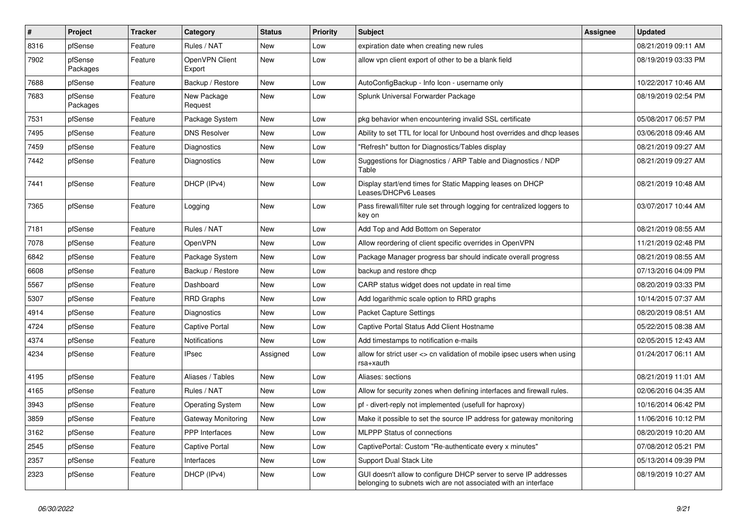| # | Project | Tracker | Category | Status | Priority | Subject | Assignee | Updated |
|---|---|---|---|---|---|---|---|---|
| 8316 | pfSense | Feature | Rules / NAT | New | Low | expiration date when creating new rules | | 08/21/2019 09:11 AM |
| 7902 | pfSense Packages | Feature | OpenVPN Client Export | New | Low | allow vpn client export of other to be a blank field | | 08/19/2019 03:33 PM |
| 7688 | pfSense | Feature | Backup / Restore | New | Low | AutoConfigBackup - Info Icon - username only | | 10/22/2017 10:46 AM |
| 7683 | pfSense Packages | Feature | New Package Request | New | Low | Splunk Universal Forwarder Package | | 08/19/2019 02:54 PM |
| 7531 | pfSense | Feature | Package System | New | Low | pkg behavior when encountering invalid SSL certificate | | 05/08/2017 06:57 PM |
| 7495 | pfSense | Feature | DNS Resolver | New | Low | Ability to set TTL for local for Unbound host overrides and dhcp leases | | 03/06/2018 09:46 AM |
| 7459 | pfSense | Feature | Diagnostics | New | Low | "Refresh" button for Diagnostics/Tables display | | 08/21/2019 09:27 AM |
| 7442 | pfSense | Feature | Diagnostics | New | Low | Suggestions for Diagnostics / ARP Table and Diagnostics / NDP Table | | 08/21/2019 09:27 AM |
| 7441 | pfSense | Feature | DHCP (IPv4) | New | Low | Display start/end times for Static Mapping leases on DHCP Leases/DHCPv6 Leases | | 08/21/2019 10:48 AM |
| 7365 | pfSense | Feature | Logging | New | Low | Pass firewall/filter rule set through logging for centralized loggers to key on | | 03/07/2017 10:44 AM |
| 7181 | pfSense | Feature | Rules / NAT | New | Low | Add Top and Add Bottom on Seperator | | 08/21/2019 08:55 AM |
| 7078 | pfSense | Feature | OpenVPN | New | Low | Allow reordering of client specific overrides in OpenVPN | | 11/21/2019 02:48 PM |
| 6842 | pfSense | Feature | Package System | New | Low | Package Manager progress bar should indicate overall progress | | 08/21/2019 08:55 AM |
| 6608 | pfSense | Feature | Backup / Restore | New | Low | backup and restore dhcp | | 07/13/2016 04:09 PM |
| 5567 | pfSense | Feature | Dashboard | New | Low | CARP status widget does not update in real time | | 08/20/2019 03:33 PM |
| 5307 | pfSense | Feature | RRD Graphs | New | Low | Add logarithmic scale option to RRD graphs | | 10/14/2015 07:37 AM |
| 4914 | pfSense | Feature | Diagnostics | New | Low | Packet Capture Settings | | 08/20/2019 08:51 AM |
| 4724 | pfSense | Feature | Captive Portal | New | Low | Captive Portal Status Add Client Hostname | | 05/22/2015 08:38 AM |
| 4374 | pfSense | Feature | Notifications | New | Low | Add timestamps to notification e-mails | | 02/05/2015 12:43 AM |
| 4234 | pfSense | Feature | IPsec | Assigned | Low | allow for strict user <> cn validation of mobile ipsec users when using rsa+xauth | | 01/24/2017 06:11 AM |
| 4195 | pfSense | Feature | Aliases / Tables | New | Low | Aliases: sections | | 08/21/2019 11:01 AM |
| 4165 | pfSense | Feature | Rules / NAT | New | Low | Allow for security zones when defining interfaces and firewall rules. | | 02/06/2016 04:35 AM |
| 3943 | pfSense | Feature | Operating System | New | Low | pf - divert-reply not implemented (usefull for haproxy) | | 10/16/2014 06:42 PM |
| 3859 | pfSense | Feature | Gateway Monitoring | New | Low | Make it possible to set the source IP address for gateway monitoring | | 11/06/2016 10:12 PM |
| 3162 | pfSense | Feature | PPP Interfaces | New | Low | MLPPP Status of connections | | 08/20/2019 10:20 AM |
| 2545 | pfSense | Feature | Captive Portal | New | Low | CaptivePortal: Custom "Re-authenticate every x minutes" | | 07/08/2012 05:21 PM |
| 2357 | pfSense | Feature | Interfaces | New | Low | Support Dual Stack Lite | | 05/13/2014 09:39 PM |
| 2323 | pfSense | Feature | DHCP (IPv4) | New | Low | GUI doesn't allow to configure DHCP server to serve IP addresses belonging to subnets wich are not associated with an interface | | 08/19/2019 10:27 AM |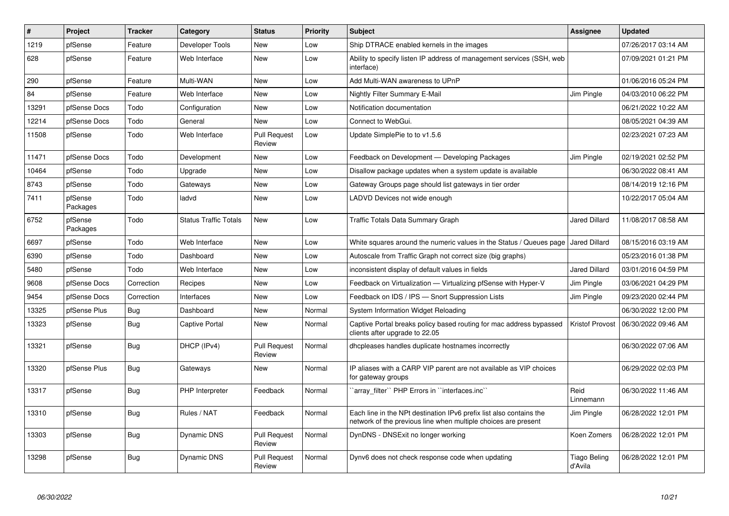| # | Project | Tracker | Category | Status | Priority | Subject | Assignee | Updated |
|---|---|---|---|---|---|---|---|---|
| 1219 | pfSense | Feature | Developer Tools | New | Low | Ship DTRACE enabled kernels in the images | | 07/26/2017 03:14 AM |
| 628 | pfSense | Feature | Web Interface | New | Low | Ability to specify listen IP address of management services (SSH, web interface) | | 07/09/2021 01:21 PM |
| 290 | pfSense | Feature | Multi-WAN | New | Low | Add Multi-WAN awareness to UPnP | | 01/06/2016 05:24 PM |
| 84 | pfSense | Feature | Web Interface | New | Low | Nightly Filter Summary E-Mail | Jim Pingle | 04/03/2010 06:22 PM |
| 13291 | pfSense Docs | Todo | Configuration | New | Low | Notification documentation | | 06/21/2022 10:22 AM |
| 12214 | pfSense Docs | Todo | General | New | Low | Connect to WebGui. | | 08/05/2021 04:39 AM |
| 11508 | pfSense | Todo | Web Interface | Pull Request Review | Low | Update SimplePie to to v1.5.6 | | 02/23/2021 07:23 AM |
| 11471 | pfSense Docs | Todo | Development | New | Low | Feedback on Development — Developing Packages | Jim Pingle | 02/19/2021 02:52 PM |
| 10464 | pfSense | Todo | Upgrade | New | Low | Disallow package updates when a system update is available | | 06/30/2022 08:41 AM |
| 8743 | pfSense | Todo | Gateways | New | Low | Gateway Groups page should list gateways in tier order | | 08/14/2019 12:16 PM |
| 7411 | pfSense Packages | Todo | ladvd | New | Low | LADVD Devices not wide enough | | 10/22/2017 05:04 AM |
| 6752 | pfSense Packages | Todo | Status Traffic Totals | New | Low | Traffic Totals Data Summary Graph | Jared Dillard | 11/08/2017 08:58 AM |
| 6697 | pfSense | Todo | Web Interface | New | Low | White squares around the numeric values in the Status / Queues page | Jared Dillard | 08/15/2016 03:19 AM |
| 6390 | pfSense | Todo | Dashboard | New | Low | Autoscale from Traffic Graph not correct size (big graphs) | | 05/23/2016 01:38 PM |
| 5480 | pfSense | Todo | Web Interface | New | Low | inconsistent display of default values in fields | Jared Dillard | 03/01/2016 04:59 PM |
| 9608 | pfSense Docs | Correction | Recipes | New | Low | Feedback on Virtualization — Virtualizing pfSense with Hyper-V | Jim Pingle | 03/06/2021 04:29 PM |
| 9454 | pfSense Docs | Correction | Interfaces | New | Low | Feedback on IDS / IPS — Snort Suppression Lists | Jim Pingle | 09/23/2020 02:44 PM |
| 13325 | pfSense Plus | Bug | Dashboard | New | Normal | System Information Widget Reloading | | 06/30/2022 12:00 PM |
| 13323 | pfSense | Bug | Captive Portal | New | Normal | Captive Portal breaks policy based routing for mac address bypassed clients after upgrade to 22.05 | Kristof Provost | 06/30/2022 09:46 AM |
| 13321 | pfSense | Bug | DHCP (IPv4) | Pull Request Review | Normal | dhcpleases handles duplicate hostnames incorrectly | | 06/30/2022 07:06 AM |
| 13320 | pfSense Plus | Bug | Gateways | New | Normal | IP aliases with a CARP VIP parent are not available as VIP choices for gateway groups | | 06/29/2022 02:03 PM |
| 13317 | pfSense | Bug | PHP Interpreter | Feedback | Normal | ``array_filter`` PHP Errors in ``interfaces.inc`` | Reid Linnemann | 06/30/2022 11:46 AM |
| 13310 | pfSense | Bug | Rules / NAT | Feedback | Normal | Each line in the NPt destination IPv6 prefix list also contains the network of the previous line when multiple choices are present | Jim Pingle | 06/28/2022 12:01 PM |
| 13303 | pfSense | Bug | Dynamic DNS | Pull Request Review | Normal | DynDNS - DNSExit no longer working | Koen Zomers | 06/28/2022 12:01 PM |
| 13298 | pfSense | Bug | Dynamic DNS | Pull Request Review | Normal | Dynv6 does not check response code when updating | Tiago Beling d'Avila | 06/28/2022 12:01 PM |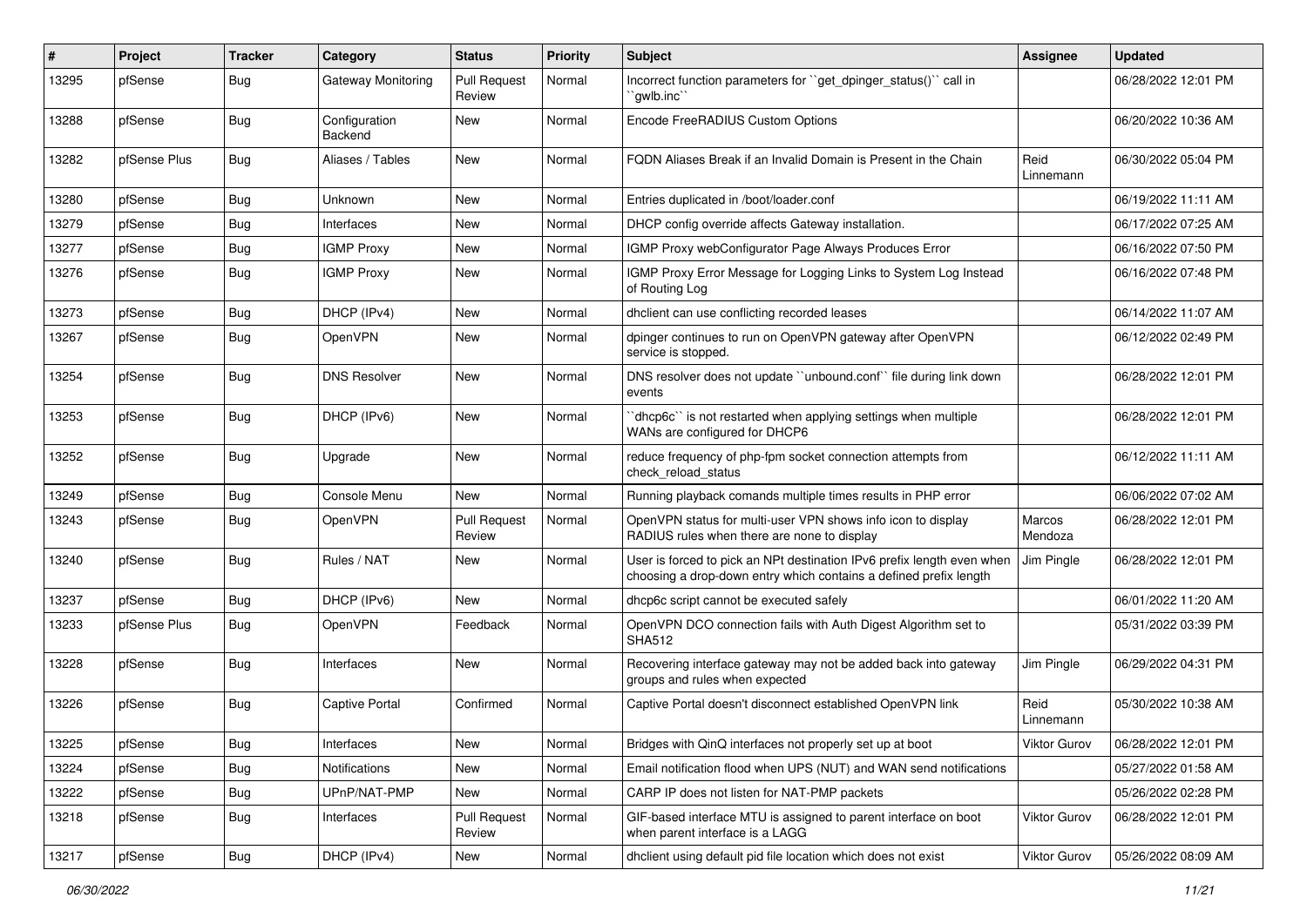| # | Project | Tracker | Category | Status | Priority | Subject | Assignee | Updated |
|---|---|---|---|---|---|---|---|---|
| 13295 | pfSense | Bug | Gateway Monitoring | Pull Request Review | Normal | Incorrect function parameters for ``get_dpinger_status()`` call in ``gwlb.inc`` | | 06/28/2022 12:01 PM |
| 13288 | pfSense | Bug | Configuration Backend | New | Normal | Encode FreeRADIUS Custom Options | | 06/20/2022 10:36 AM |
| 13282 | pfSense Plus | Bug | Aliases / Tables | New | Normal | FQDN Aliases Break if an Invalid Domain is Present in the Chain | Reid Linnemann | 06/30/2022 05:04 PM |
| 13280 | pfSense | Bug | Unknown | New | Normal | Entries duplicated in /boot/loader.conf | | 06/19/2022 11:11 AM |
| 13279 | pfSense | Bug | Interfaces | New | Normal | DHCP config override affects Gateway installation. | | 06/17/2022 07:25 AM |
| 13277 | pfSense | Bug | IGMP Proxy | New | Normal | IGMP Proxy webConfigurator Page Always Produces Error | | 06/16/2022 07:50 PM |
| 13276 | pfSense | Bug | IGMP Proxy | New | Normal | IGMP Proxy Error Message for Logging Links to System Log Instead of Routing Log | | 06/16/2022 07:48 PM |
| 13273 | pfSense | Bug | DHCP (IPv4) | New | Normal | dhclient can use conflicting recorded leases | | 06/14/2022 11:07 AM |
| 13267 | pfSense | Bug | OpenVPN | New | Normal | dpinger continues to run on OpenVPN gateway after OpenVPN service is stopped. | | 06/12/2022 02:49 PM |
| 13254 | pfSense | Bug | DNS Resolver | New | Normal | DNS resolver does not update ``unbound.conf`` file during link down events | | 06/28/2022 12:01 PM |
| 13253 | pfSense | Bug | DHCP (IPv6) | New | Normal | ``dhcp6c`` is not restarted when applying settings when multiple WANs are configured for DHCP6 | | 06/28/2022 12:01 PM |
| 13252 | pfSense | Bug | Upgrade | New | Normal | reduce frequency of php-fpm socket connection attempts from check_reload_status | | 06/12/2022 11:11 AM |
| 13249 | pfSense | Bug | Console Menu | New | Normal | Running playback comands multiple times results in PHP error | | 06/06/2022 07:02 AM |
| 13243 | pfSense | Bug | OpenVPN | Pull Request Review | Normal | OpenVPN status for multi-user VPN shows info icon to display RADIUS rules when there are none to display | Marcos Mendoza | 06/28/2022 12:01 PM |
| 13240 | pfSense | Bug | Rules / NAT | New | Normal | User is forced to pick an NPt destination IPv6 prefix length even when choosing a drop-down entry which contains a defined prefix length | Jim Pingle | 06/28/2022 12:01 PM |
| 13237 | pfSense | Bug | DHCP (IPv6) | New | Normal | dhcp6c script cannot be executed safely | | 06/01/2022 11:20 AM |
| 13233 | pfSense Plus | Bug | OpenVPN | Feedback | Normal | OpenVPN DCO connection fails with Auth Digest Algorithm set to SHA512 | | 05/31/2022 03:39 PM |
| 13228 | pfSense | Bug | Interfaces | New | Normal | Recovering interface gateway may not be added back into gateway groups and rules when expected | Jim Pingle | 06/29/2022 04:31 PM |
| 13226 | pfSense | Bug | Captive Portal | Confirmed | Normal | Captive Portal doesn't disconnect established OpenVPN link | Reid Linnemann | 05/30/2022 10:38 AM |
| 13225 | pfSense | Bug | Interfaces | New | Normal | Bridges with QinQ interfaces not properly set up at boot | Viktor Gurov | 06/28/2022 12:01 PM |
| 13224 | pfSense | Bug | Notifications | New | Normal | Email notification flood when UPS (NUT) and WAN send notifications | | 05/27/2022 01:58 AM |
| 13222 | pfSense | Bug | UPnP/NAT-PMP | New | Normal | CARP IP does not listen for NAT-PMP packets | | 05/26/2022 02:28 PM |
| 13218 | pfSense | Bug | Interfaces | Pull Request Review | Normal | GIF-based interface MTU is assigned to parent interface on boot when parent interface is a LAGG | Viktor Gurov | 06/28/2022 12:01 PM |
| 13217 | pfSense | Bug | DHCP (IPv4) | New | Normal | dhclient using default pid file location which does not exist | Viktor Gurov | 05/26/2022 08:09 AM |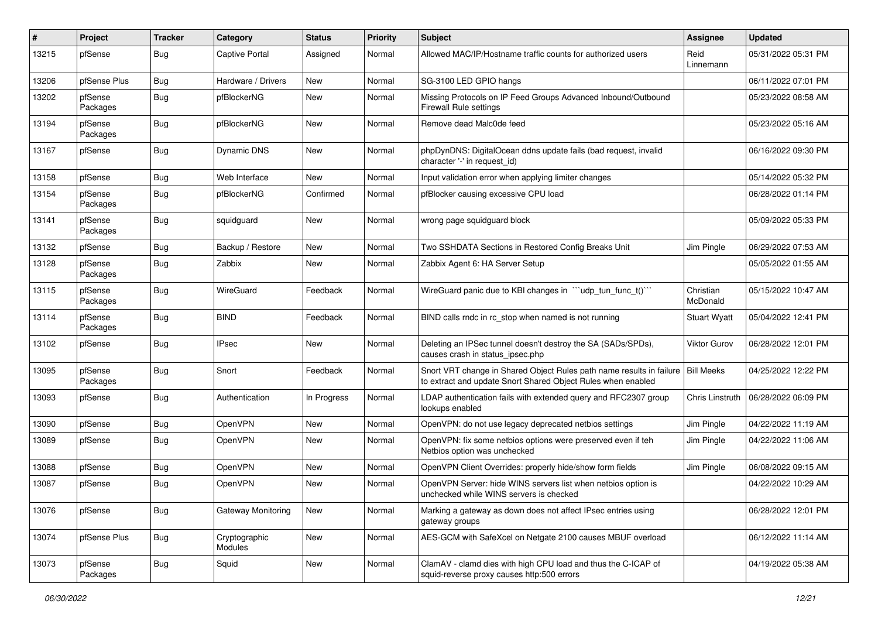| # | Project | Tracker | Category | Status | Priority | Subject | Assignee | Updated |
|---|---|---|---|---|---|---|---|---|
| 13215 | pfSense | Bug | Captive Portal | Assigned | Normal | Allowed MAC/IP/Hostname traffic counts for authorized users | Reid Linnemann | 05/31/2022 05:31 PM |
| 13206 | pfSense Plus | Bug | Hardware / Drivers | New | Normal | SG-3100 LED GPIO hangs | | 06/11/2022 07:01 PM |
| 13202 | pfSense Packages | Bug | pfBlockerNG | New | Normal | Missing Protocols on IP Feed Groups Advanced Inbound/Outbound Firewall Rule settings | | 05/23/2022 08:58 AM |
| 13194 | pfSense Packages | Bug | pfBlockerNG | New | Normal | Remove dead Malc0de feed | | 05/23/2022 05:16 AM |
| 13167 | pfSense | Bug | Dynamic DNS | New | Normal | phpDynDNS: DigitalOcean ddns update fails (bad request, invalid character '-' in request_id) | | 06/16/2022 09:30 PM |
| 13158 | pfSense | Bug | Web Interface | New | Normal | Input validation error when applying limiter changes | | 05/14/2022 05:32 PM |
| 13154 | pfSense Packages | Bug | pfBlockerNG | Confirmed | Normal | pfBlocker causing excessive CPU load | | 06/28/2022 01:14 PM |
| 13141 | pfSense Packages | Bug | squidguard | New | Normal | wrong page squidguard block | | 05/09/2022 05:33 PM |
| 13132 | pfSense | Bug | Backup / Restore | New | Normal | Two SSHDATA Sections in Restored Config Breaks Unit | Jim Pingle | 06/29/2022 07:53 AM |
| 13128 | pfSense Packages | Bug | Zabbix | New | Normal | Zabbix Agent 6: HA Server Setup | | 05/05/2022 01:55 AM |
| 13115 | pfSense Packages | Bug | WireGuard | Feedback | Normal | WireGuard panic due to KBI changes in ```udp_tun_func_t()``` | Christian McDonald | 05/15/2022 10:47 AM |
| 13114 | pfSense Packages | Bug | BIND | Feedback | Normal | BIND calls rndc in rc_stop when named is not running | Stuart Wyatt | 05/04/2022 12:41 PM |
| 13102 | pfSense | Bug | IPsec | New | Normal | Deleting an IPSec tunnel doesn't destroy the SA (SADs/SPDs), causes crash in status_ipsec.php | Viktor Gurov | 06/28/2022 12:01 PM |
| 13095 | pfSense Packages | Bug | Snort | Feedback | Normal | Snort VRT change in Shared Object Rules path name results in failure to extract and update Snort Shared Object Rules when enabled | Bill Meeks | 04/25/2022 12:22 PM |
| 13093 | pfSense | Bug | Authentication | In Progress | Normal | LDAP authentication fails with extended query and RFC2307 group lookups enabled | Chris Linstruth | 06/28/2022 06:09 PM |
| 13090 | pfSense | Bug | OpenVPN | New | Normal | OpenVPN: do not use legacy deprecated netbios settings | Jim Pingle | 04/22/2022 11:19 AM |
| 13089 | pfSense | Bug | OpenVPN | New | Normal | OpenVPN: fix some netbios options were preserved even if teh Netbios option was unchecked | Jim Pingle | 04/22/2022 11:06 AM |
| 13088 | pfSense | Bug | OpenVPN | New | Normal | OpenVPN Client Overrides: properly hide/show form fields | Jim Pingle | 06/08/2022 09:15 AM |
| 13087 | pfSense | Bug | OpenVPN | New | Normal | OpenVPN Server: hide WINS servers list when netbios option is unchecked while WINS servers is checked | | 04/22/2022 10:29 AM |
| 13076 | pfSense | Bug | Gateway Monitoring | New | Normal | Marking a gateway as down does not affect IPsec entries using gateway groups | | 06/28/2022 12:01 PM |
| 13074 | pfSense Plus | Bug | Cryptographic Modules | New | Normal | AES-GCM with SafeXcel on Netgate 2100 causes MBUF overload | | 06/12/2022 11:14 AM |
| 13073 | pfSense Packages | Bug | Squid | New | Normal | ClamAV - clamd dies with high CPU load and thus the C-ICAP of squid-reverse proxy causes http:500 errors | | 04/19/2022 05:38 AM |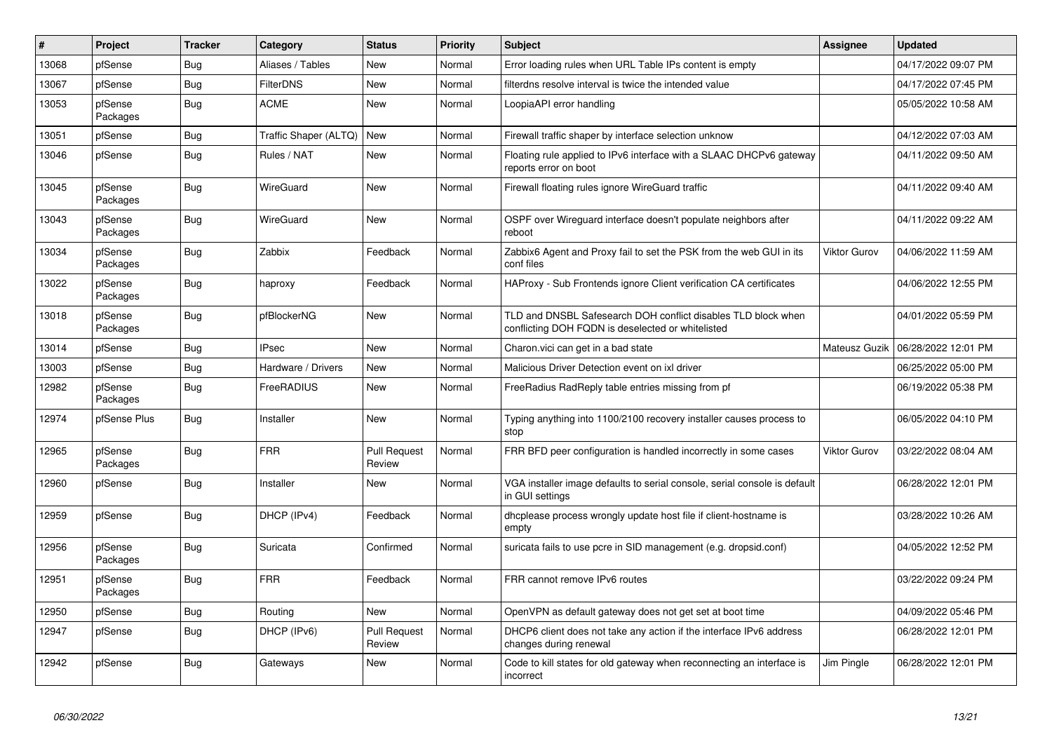| # | Project | Tracker | Category | Status | Priority | Subject | Assignee | Updated |
|---|---|---|---|---|---|---|---|---|
| 13068 | pfSense | Bug | Aliases / Tables | New | Normal | Error loading rules when URL Table IPs content is empty | | 04/17/2022 09:07 PM |
| 13067 | pfSense | Bug | FilterDNS | New | Normal | filterdns resolve interval is twice the intended value | | 04/17/2022 07:45 PM |
| 13053 | pfSense Packages | Bug | ACME | New | Normal | LoopiaAPI error handling | | 05/05/2022 10:58 AM |
| 13051 | pfSense | Bug | Traffic Shaper (ALTQ) | New | Normal | Firewall traffic shaper by interface selection unknow | | 04/12/2022 07:03 AM |
| 13046 | pfSense | Bug | Rules / NAT | New | Normal | Floating rule applied to IPv6 interface with a SLAAC DHCPv6 gateway reports error on boot | | 04/11/2022 09:50 AM |
| 13045 | pfSense Packages | Bug | WireGuard | New | Normal | Firewall floating rules ignore WireGuard traffic | | 04/11/2022 09:40 AM |
| 13043 | pfSense Packages | Bug | WireGuard | New | Normal | OSPF over Wireguard interface doesn't populate neighbors after reboot | | 04/11/2022 09:22 AM |
| 13034 | pfSense Packages | Bug | Zabbix | Feedback | Normal | Zabbix6 Agent and Proxy fail to set the PSK from the web GUI in its conf files | Viktor Gurov | 04/06/2022 11:59 AM |
| 13022 | pfSense Packages | Bug | haproxy | Feedback | Normal | HAProxy - Sub Frontends ignore Client verification CA certificates | | 04/06/2022 12:55 PM |
| 13018 | pfSense Packages | Bug | pfBlockerNG | New | Normal | TLD and DNSBL Safesearch DOH conflict disables TLD block when conflicting DOH FQDN is deselected or whitelisted | | 04/01/2022 05:59 PM |
| 13014 | pfSense | Bug | IPsec | New | Normal | Charon.vici can get in a bad state | Mateusz Guzik | 06/28/2022 12:01 PM |
| 13003 | pfSense | Bug | Hardware / Drivers | New | Normal | Malicious Driver Detection event on ixl driver | | 06/25/2022 05:00 PM |
| 12982 | pfSense Packages | Bug | FreeRADIUS | New | Normal | FreeRadius RadReply table entries missing from pf | | 06/19/2022 05:38 PM |
| 12974 | pfSense Plus | Bug | Installer | New | Normal | Typing anything into 1100/2100 recovery installer causes process to stop | | 06/05/2022 04:10 PM |
| 12965 | pfSense Packages | Bug | FRR | Pull Request Review | Normal | FRR BFD peer configuration is handled incorrectly in some cases | Viktor Gurov | 03/22/2022 08:04 AM |
| 12960 | pfSense | Bug | Installer | New | Normal | VGA installer image defaults to serial console, serial console is default in GUI settings | | 06/28/2022 12:01 PM |
| 12959 | pfSense | Bug | DHCP (IPv4) | Feedback | Normal | dhcplease process wrongly update host file if client-hostname is empty | | 03/28/2022 10:26 AM |
| 12956 | pfSense Packages | Bug | Suricata | Confirmed | Normal | suricata fails to use pcre in SID management (e.g. dropsid.conf) | | 04/05/2022 12:52 PM |
| 12951 | pfSense Packages | Bug | FRR | Feedback | Normal | FRR cannot remove IPv6 routes | | 03/22/2022 09:24 PM |
| 12950 | pfSense | Bug | Routing | New | Normal | OpenVPN as default gateway does not get set at boot time | | 04/09/2022 05:46 PM |
| 12947 | pfSense | Bug | DHCP (IPv6) | Pull Request Review | Normal | DHCP6 client does not take any action if the interface IPv6 address changes during renewal | | 06/28/2022 12:01 PM |
| 12942 | pfSense | Bug | Gateways | New | Normal | Code to kill states for old gateway when reconnecting an interface is incorrect | Jim Pingle | 06/28/2022 12:01 PM |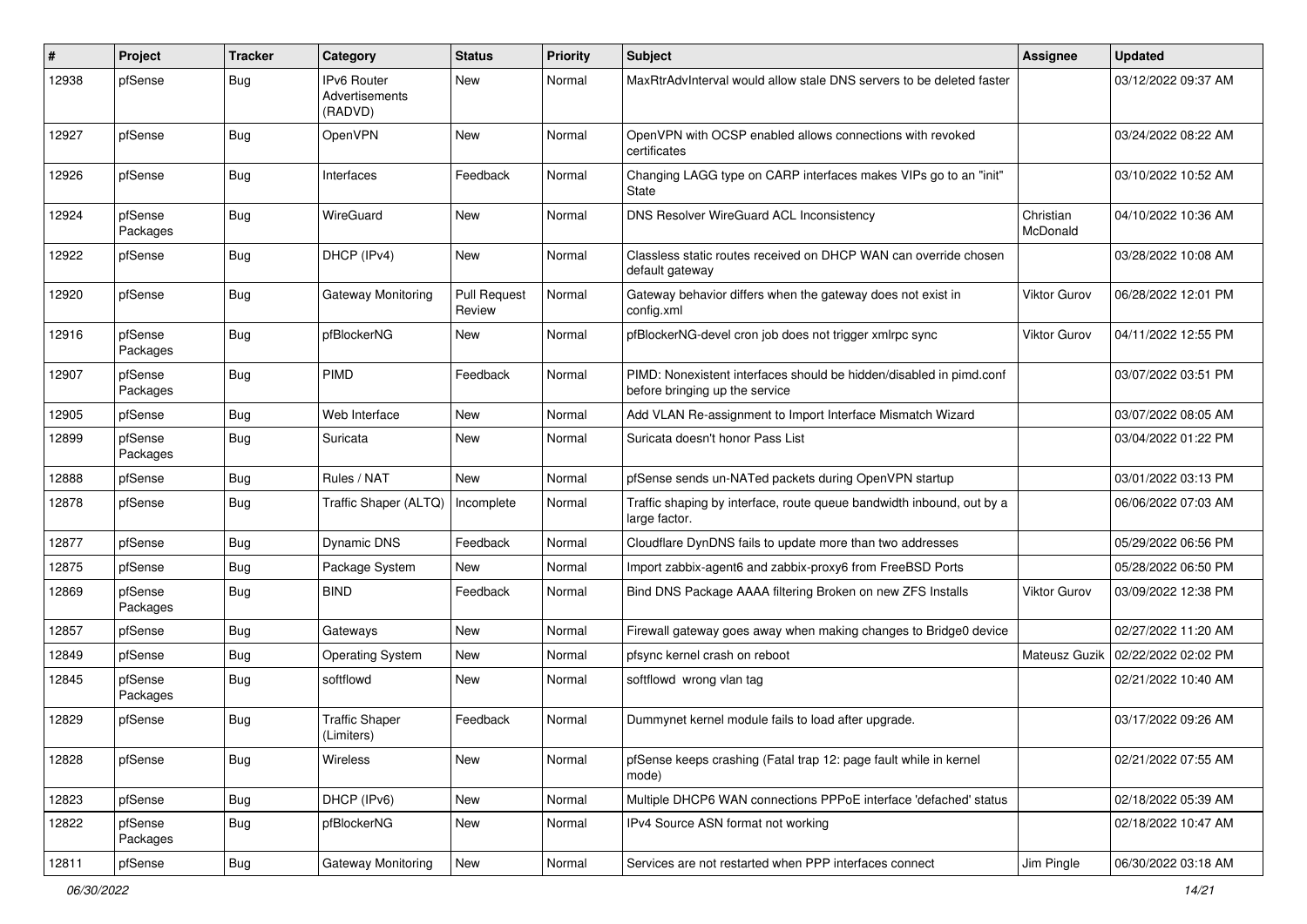| # | Project | Tracker | Category | Status | Priority | Subject | Assignee | Updated |
|---|---|---|---|---|---|---|---|---|
| 12938 | pfSense | Bug | IPv6 Router Advertisements (RADVD) | New | Normal | MaxRtrAdvInterval would allow stale DNS servers to be deleted faster | | 03/12/2022 09:37 AM |
| 12927 | pfSense | Bug | OpenVPN | New | Normal | OpenVPN with OCSP enabled allows connections with revoked certificates | | 03/24/2022 08:22 AM |
| 12926 | pfSense | Bug | Interfaces | Feedback | Normal | Changing LAGG type on CARP interfaces makes VIPs go to an "init" State | | 03/10/2022 10:52 AM |
| 12924 | pfSense Packages | Bug | WireGuard | New | Normal | DNS Resolver WireGuard ACL Inconsistency | Christian McDonald | 04/10/2022 10:36 AM |
| 12922 | pfSense | Bug | DHCP (IPv4) | New | Normal | Classless static routes received on DHCP WAN can override chosen default gateway | | 03/28/2022 10:08 AM |
| 12920 | pfSense | Bug | Gateway Monitoring | Pull Request Review | Normal | Gateway behavior differs when the gateway does not exist in config.xml | Viktor Gurov | 06/28/2022 12:01 PM |
| 12916 | pfSense Packages | Bug | pfBlockerNG | New | Normal | pfBlockerNG-devel cron job does not trigger xmlrpc sync | Viktor Gurov | 04/11/2022 12:55 PM |
| 12907 | pfSense Packages | Bug | PIMD | Feedback | Normal | PIMD: Nonexistent interfaces should be hidden/disabled in pimd.conf before bringing up the service | | 03/07/2022 03:51 PM |
| 12905 | pfSense | Bug | Web Interface | New | Normal | Add VLAN Re-assignment to Import Interface Mismatch Wizard | | 03/07/2022 08:05 AM |
| 12899 | pfSense Packages | Bug | Suricata | New | Normal | Suricata doesn't honor Pass List | | 03/04/2022 01:22 PM |
| 12888 | pfSense | Bug | Rules / NAT | New | Normal | pfSense sends un-NATed packets during OpenVPN startup | | 03/01/2022 03:13 PM |
| 12878 | pfSense | Bug | Traffic Shaper (ALTQ) | Incomplete | Normal | Traffic shaping by interface, route queue bandwidth inbound, out by a large factor. | | 06/06/2022 07:03 AM |
| 12877 | pfSense | Bug | Dynamic DNS | Feedback | Normal | Cloudflare DynDNS fails to update more than two addresses | | 05/29/2022 06:56 PM |
| 12875 | pfSense | Bug | Package System | New | Normal | Import zabbix-agent6 and zabbix-proxy6 from FreeBSD Ports | | 05/28/2022 06:50 PM |
| 12869 | pfSense Packages | Bug | BIND | Feedback | Normal | Bind DNS Package AAAA filtering Broken on new ZFS Installs | Viktor Gurov | 03/09/2022 12:38 PM |
| 12857 | pfSense | Bug | Gateways | New | Normal | Firewall gateway goes away when making changes to Bridge0 device | | 02/27/2022 11:20 AM |
| 12849 | pfSense | Bug | Operating System | New | Normal | pfsync kernel crash on reboot | Mateusz Guzik | 02/22/2022 02:02 PM |
| 12845 | pfSense Packages | Bug | softflowd | New | Normal | softflowd wrong vlan tag | | 02/21/2022 10:40 AM |
| 12829 | pfSense | Bug | Traffic Shaper (Limiters) | Feedback | Normal | Dummynet kernel module fails to load after upgrade. | | 03/17/2022 09:26 AM |
| 12828 | pfSense | Bug | Wireless | New | Normal | pfSense keeps crashing (Fatal trap 12: page fault while in kernel mode) | | 02/21/2022 07:55 AM |
| 12823 | pfSense | Bug | DHCP (IPv6) | New | Normal | Multiple DHCP6 WAN connections PPPoE interface 'defached' status | | 02/18/2022 05:39 AM |
| 12822 | pfSense Packages | Bug | pfBlockerNG | New | Normal | IPv4 Source ASN format not working | | 02/18/2022 10:47 AM |
| 12811 | pfSense | Bug | Gateway Monitoring | New | Normal | Services are not restarted when PPP interfaces connect | Jim Pingle | 06/30/2022 03:18 AM |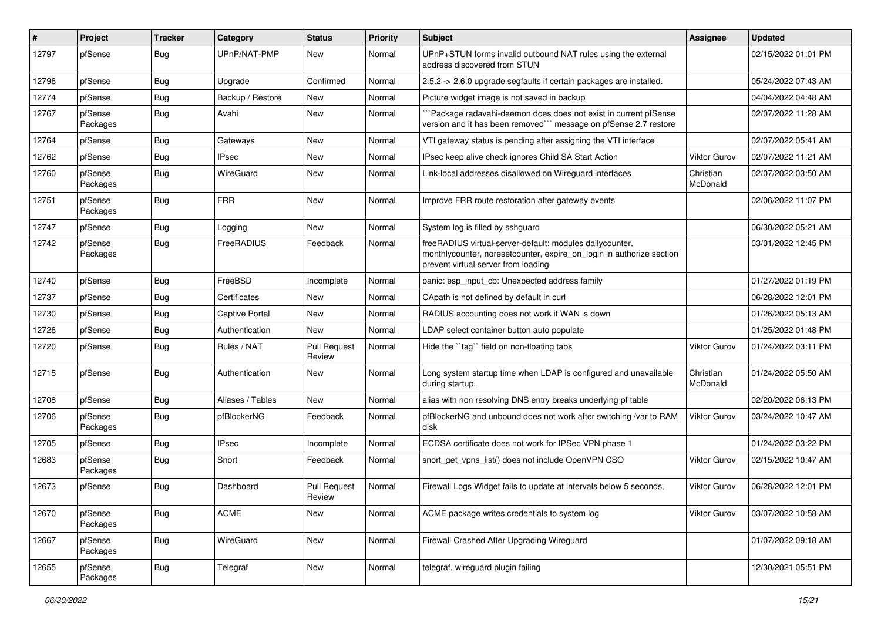| # | Project | Tracker | Category | Status | Priority | Subject | Assignee | Updated |
|---|---|---|---|---|---|---|---|---|
| 12797 | pfSense | Bug | UPnP/NAT-PMP | New | Normal | UPnP+STUN forms invalid outbound NAT rules using the external address discovered from STUN | | 02/15/2022 01:01 PM |
| 12796 | pfSense | Bug | Upgrade | Confirmed | Normal | 2.5.2 -> 2.6.0 upgrade segfaults if certain packages are installed. | | 05/24/2022 07:43 AM |
| 12774 | pfSense | Bug | Backup / Restore | New | Normal | Picture widget image is not saved in backup | | 04/04/2022 04:48 AM |
| 12767 | pfSense Packages | Bug | Avahi | New | Normal | ```Package radavahi-daemon does does not exist in current pfSense version and it has been removed``` message on pfSense 2.7 restore | | 02/07/2022 11:28 AM |
| 12764 | pfSense | Bug | Gateways | New | Normal | VTI gateway status is pending after assigning the VTI interface | | 02/07/2022 05:41 AM |
| 12762 | pfSense | Bug | IPsec | New | Normal | IPsec keep alive check ignores Child SA Start Action | Viktor Gurov | 02/07/2022 11:21 AM |
| 12760 | pfSense Packages | Bug | WireGuard | New | Normal | Link-local addresses disallowed on Wireguard interfaces | Christian McDonald | 02/07/2022 03:50 AM |
| 12751 | pfSense Packages | Bug | FRR | New | Normal | Improve FRR route restoration after gateway events | | 02/06/2022 11:07 PM |
| 12747 | pfSense | Bug | Logging | New | Normal | System log is filled by sshguard | | 06/30/2022 05:21 AM |
| 12742 | pfSense Packages | Bug | FreeRADIUS | Feedback | Normal | freeRADIUS virtual-server-default: modules dailycounter, monthlycounter, noresetcounter, expire_on_login in authorize section prevent virtual server from loading | | 03/01/2022 12:45 PM |
| 12740 | pfSense | Bug | FreeBSD | Incomplete | Normal | panic: esp_input_cb: Unexpected address family | | 01/27/2022 01:19 PM |
| 12737 | pfSense | Bug | Certificates | New | Normal | CApath is not defined by default in curl | | 06/28/2022 12:01 PM |
| 12730 | pfSense | Bug | Captive Portal | New | Normal | RADIUS accounting does not work if WAN is down | | 01/26/2022 05:13 AM |
| 12726 | pfSense | Bug | Authentication | New | Normal | LDAP select container button auto populate | | 01/25/2022 01:48 PM |
| 12720 | pfSense | Bug | Rules / NAT | Pull Request Review | Normal | Hide the ``tag`` field on non-floating tabs | Viktor Gurov | 01/24/2022 03:11 PM |
| 12715 | pfSense | Bug | Authentication | New | Normal | Long system startup time when LDAP is configured and unavailable during startup. | Christian McDonald | 01/24/2022 05:50 AM |
| 12708 | pfSense | Bug | Aliases / Tables | New | Normal | alias with non resolving DNS entry breaks underlying pf table | | 02/20/2022 06:13 PM |
| 12706 | pfSense Packages | Bug | pfBlockerNG | Feedback | Normal | pfBlockerNG and unbound does not work after switching /var to RAM disk | Viktor Gurov | 03/24/2022 10:47 AM |
| 12705 | pfSense | Bug | IPsec | Incomplete | Normal | ECDSA certificate does not work for IPSec VPN phase 1 | | 01/24/2022 03:22 PM |
| 12683 | pfSense Packages | Bug | Snort | Feedback | Normal | snort_get_vpns_list() does not include OpenVPN CSO | Viktor Gurov | 02/15/2022 10:47 AM |
| 12673 | pfSense | Bug | Dashboard | Pull Request Review | Normal | Firewall Logs Widget fails to update at intervals below 5 seconds. | Viktor Gurov | 06/28/2022 12:01 PM |
| 12670 | pfSense Packages | Bug | ACME | New | Normal | ACME package writes credentials to system log | Viktor Gurov | 03/07/2022 10:58 AM |
| 12667 | pfSense Packages | Bug | WireGuard | New | Normal | Firewall Crashed After Upgrading Wireguard | | 01/07/2022 09:18 AM |
| 12655 | pfSense Packages | Bug | Telegraf | New | Normal | telegraf, wireguard plugin failing | | 12/30/2021 05:51 PM |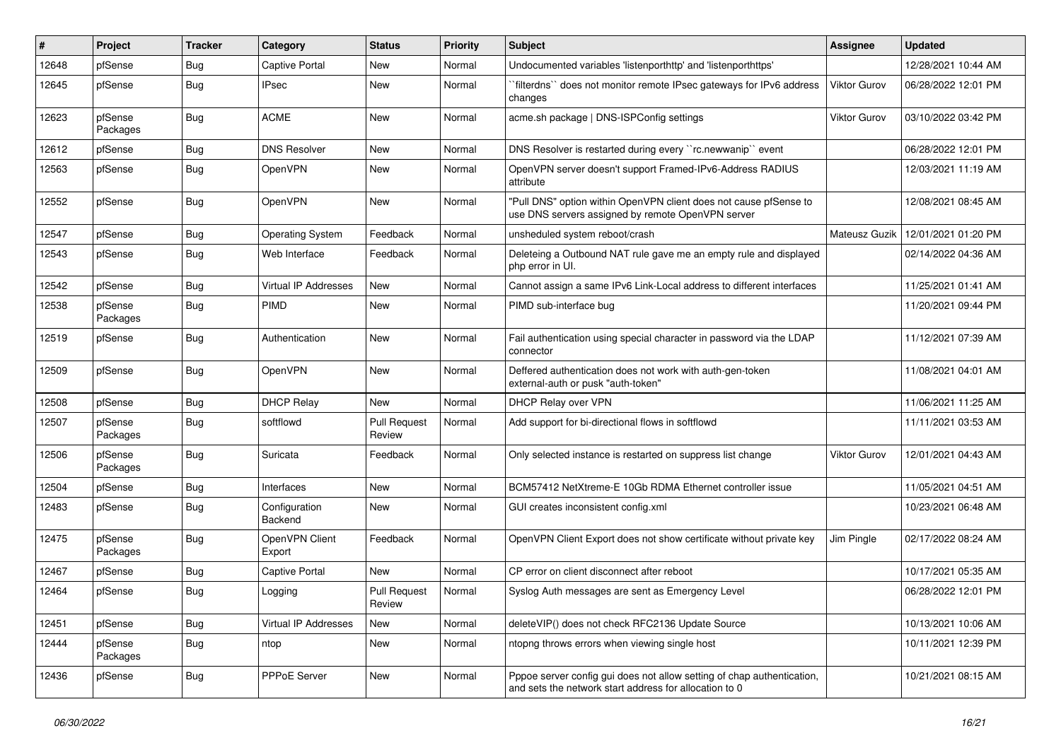| # | Project | Tracker | Category | Status | Priority | Subject | Assignee | Updated |
|---|---|---|---|---|---|---|---|---|
| 12648 | pfSense | Bug | Captive Portal | New | Normal | Undocumented variables 'listenporthttp' and 'listenporthttps' | | 12/28/2021 10:44 AM |
| 12645 | pfSense | Bug | IPsec | New | Normal | ``filterdns`` does not monitor remote IPsec gateways for IPv6 address changes | Viktor Gurov | 06/28/2022 12:01 PM |
| 12623 | pfSense Packages | Bug | ACME | New | Normal | acme.sh package \| DNS-ISPConfig settings | Viktor Gurov | 03/10/2022 03:42 PM |
| 12612 | pfSense | Bug | DNS Resolver | New | Normal | DNS Resolver is restarted during every ``rc.newwanip`` event | | 06/28/2022 12:01 PM |
| 12563 | pfSense | Bug | OpenVPN | New | Normal | OpenVPN server doesn't support Framed-IPv6-Address RADIUS attribute | | 12/03/2021 11:19 AM |
| 12552 | pfSense | Bug | OpenVPN | New | Normal | "Pull DNS" option within OpenVPN client does not cause pfSense to use DNS servers assigned by remote OpenVPN server | | 12/08/2021 08:45 AM |
| 12547 | pfSense | Bug | Operating System | Feedback | Normal | unsheduled system reboot/crash | Mateusz Guzik | 12/01/2021 01:20 PM |
| 12543 | pfSense | Bug | Web Interface | Feedback | Normal | Deleteing a Outbound NAT rule gave me an empty rule and displayed php error in UI. | | 02/14/2022 04:36 AM |
| 12542 | pfSense | Bug | Virtual IP Addresses | New | Normal | Cannot assign a same IPv6 Link-Local address to different interfaces | | 11/25/2021 01:41 AM |
| 12538 | pfSense Packages | Bug | PIMD | New | Normal | PIMD sub-interface bug | | 11/20/2021 09:44 PM |
| 12519 | pfSense | Bug | Authentication | New | Normal | Fail authentication using special character in password via the LDAP connector | | 11/12/2021 07:39 AM |
| 12509 | pfSense | Bug | OpenVPN | New | Normal | Deffered authentication does not work with auth-gen-token external-auth or pusk "auth-token" | | 11/08/2021 04:01 AM |
| 12508 | pfSense | Bug | DHCP Relay | New | Normal | DHCP Relay over VPN | | 11/06/2021 11:25 AM |
| 12507 | pfSense Packages | Bug | softflowd | Pull Request Review | Normal | Add support for bi-directional flows in softflowd | | 11/11/2021 03:53 AM |
| 12506 | pfSense Packages | Bug | Suricata | Feedback | Normal | Only selected instance is restarted on suppress list change | Viktor Gurov | 12/01/2021 04:43 AM |
| 12504 | pfSense | Bug | Interfaces | New | Normal | BCM57412 NetXtreme-E 10Gb RDMA Ethernet controller issue | | 11/05/2021 04:51 AM |
| 12483 | pfSense | Bug | Configuration Backend | New | Normal | GUI creates inconsistent config.xml | | 10/23/2021 06:48 AM |
| 12475 | pfSense Packages | Bug | OpenVPN Client Export | Feedback | Normal | OpenVPN Client Export does not show certificate without private key | Jim Pingle | 02/17/2022 08:24 AM |
| 12467 | pfSense | Bug | Captive Portal | New | Normal | CP error on client disconnect after reboot | | 10/17/2021 05:35 AM |
| 12464 | pfSense | Bug | Logging | Pull Request Review | Normal | Syslog Auth messages are sent as Emergency Level | | 06/28/2022 12:01 PM |
| 12451 | pfSense | Bug | Virtual IP Addresses | New | Normal | deleteVIP() does not check RFC2136 Update Source | | 10/13/2021 10:06 AM |
| 12444 | pfSense Packages | Bug | ntop | New | Normal | ntopng throws errors when viewing single host | | 10/11/2021 12:39 PM |
| 12436 | pfSense | Bug | PPPoE Server | New | Normal | Pppoe server config gui does not allow setting of chap authentication, and sets the network start address for allocation to 0 | | 10/21/2021 08:15 AM |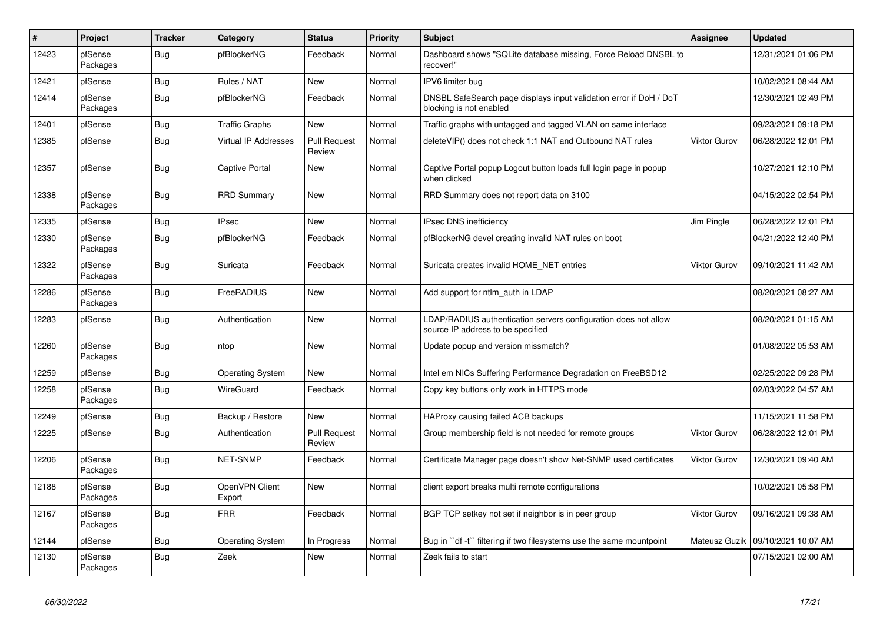| # | Project | Tracker | Category | Status | Priority | Subject | Assignee | Updated |
|---|---|---|---|---|---|---|---|---|
| 12423 | pfSense Packages | Bug | pfBlockerNG | Feedback | Normal | Dashboard shows "SQLite database missing, Force Reload DNSBL to recover!" | | 12/31/2021 01:06 PM |
| 12421 | pfSense | Bug | Rules / NAT | New | Normal | IPV6 limiter bug | | 10/02/2021 08:44 AM |
| 12414 | pfSense Packages | Bug | pfBlockerNG | Feedback | Normal | DNSBL SafeSearch page displays input validation error if DoH / DoT blocking is not enabled | | 12/30/2021 02:49 PM |
| 12401 | pfSense | Bug | Traffic Graphs | New | Normal | Traffic graphs with untagged and tagged VLAN on same interface | | 09/23/2021 09:18 PM |
| 12385 | pfSense | Bug | Virtual IP Addresses | Pull Request Review | Normal | deleteVIP() does not check 1:1 NAT and Outbound NAT rules | Viktor Gurov | 06/28/2022 12:01 PM |
| 12357 | pfSense | Bug | Captive Portal | New | Normal | Captive Portal popup Logout button loads full login page in popup when clicked | | 10/27/2021 12:10 PM |
| 12338 | pfSense Packages | Bug | RRD Summary | New | Normal | RRD Summary does not report data on 3100 | | 04/15/2022 02:54 PM |
| 12335 | pfSense | Bug | IPsec | New | Normal | IPsec DNS inefficiency | Jim Pingle | 06/28/2022 12:01 PM |
| 12330 | pfSense Packages | Bug | pfBlockerNG | Feedback | Normal | pfBlockerNG devel creating invalid NAT rules on boot | | 04/21/2022 12:40 PM |
| 12322 | pfSense Packages | Bug | Suricata | Feedback | Normal | Suricata creates invalid HOME_NET entries | Viktor Gurov | 09/10/2021 11:42 AM |
| 12286 | pfSense Packages | Bug | FreeRADIUS | New | Normal | Add support for ntlm_auth in LDAP | | 08/20/2021 08:27 AM |
| 12283 | pfSense | Bug | Authentication | New | Normal | LDAP/RADIUS authentication servers configuration does not allow source IP address to be specified | | 08/20/2021 01:15 AM |
| 12260 | pfSense Packages | Bug | ntop | New | Normal | Update popup and version missmatch? | | 01/08/2022 05:53 AM |
| 12259 | pfSense | Bug | Operating System | New | Normal | Intel em NICs Suffering Performance Degradation on FreeBSD12 | | 02/25/2022 09:28 PM |
| 12258 | pfSense Packages | Bug | WireGuard | Feedback | Normal | Copy key buttons only work in HTTPS mode | | 02/03/2022 04:57 AM |
| 12249 | pfSense | Bug | Backup / Restore | New | Normal | HAProxy causing failed ACB backups | | 11/15/2021 11:58 PM |
| 12225 | pfSense | Bug | Authentication | Pull Request Review | Normal | Group membership field is not needed for remote groups | Viktor Gurov | 06/28/2022 12:01 PM |
| 12206 | pfSense Packages | Bug | NET-SNMP | Feedback | Normal | Certificate Manager page doesn't show Net-SNMP used certificates | Viktor Gurov | 12/30/2021 09:40 AM |
| 12188 | pfSense Packages | Bug | OpenVPN Client Export | New | Normal | client export breaks multi remote configurations | | 10/02/2021 05:58 PM |
| 12167 | pfSense Packages | Bug | FRR | Feedback | Normal | BGP TCP setkey not set if neighbor is in peer group | Viktor Gurov | 09/16/2021 09:38 AM |
| 12144 | pfSense | Bug | Operating System | In Progress | Normal | Bug in ``df -t`` filtering if two filesystems use the same mountpoint | Mateusz Guzik | 09/10/2021 10:07 AM |
| 12130 | pfSense Packages | Bug | Zeek | New | Normal | Zeek fails to start | | 07/15/2021 02:00 AM |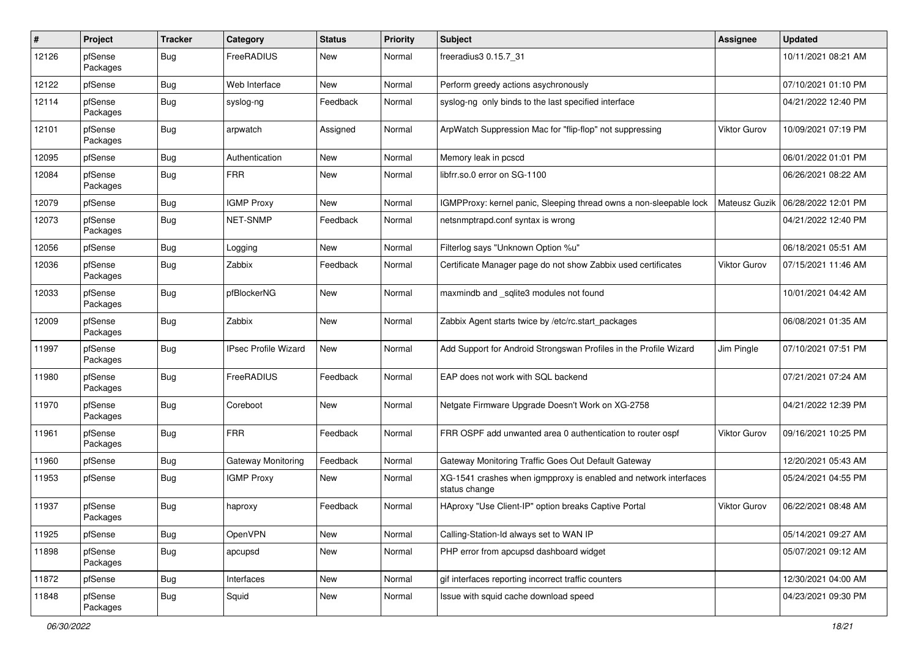| # | Project | Tracker | Category | Status | Priority | Subject | Assignee | Updated |
|---|---|---|---|---|---|---|---|---|
| 12126 | pfSense Packages | Bug | FreeRADIUS | New | Normal | freeradius3 0.15.7_31 | | 10/11/2021 08:21 AM |
| 12122 | pfSense | Bug | Web Interface | New | Normal | Perform greedy actions asychronously | | 07/10/2021 01:10 PM |
| 12114 | pfSense Packages | Bug | syslog-ng | Feedback | Normal | syslog-ng only binds to the last specified interface | | 04/21/2022 12:40 PM |
| 12101 | pfSense Packages | Bug | arpwatch | Assigned | Normal | ArpWatch Suppression Mac for "flip-flop" not suppressing | Viktor Gurov | 10/09/2021 07:19 PM |
| 12095 | pfSense | Bug | Authentication | New | Normal | Memory leak in pcscd | | 06/01/2022 01:01 PM |
| 12084 | pfSense Packages | Bug | FRR | New | Normal | libfrr.so.0 error on SG-1100 | | 06/26/2021 08:22 AM |
| 12079 | pfSense | Bug | IGMP Proxy | New | Normal | IGMPProxy: kernel panic, Sleeping thread owns a non-sleepable lock | Mateusz Guzik | 06/28/2022 12:01 PM |
| 12073 | pfSense Packages | Bug | NET-SNMP | Feedback | Normal | netsnmptrapd.conf syntax is wrong | | 04/21/2022 12:40 PM |
| 12056 | pfSense | Bug | Logging | New | Normal | Filterlog says "Unknown Option %u" | | 06/18/2021 05:51 AM |
| 12036 | pfSense Packages | Bug | Zabbix | Feedback | Normal | Certificate Manager page do not show Zabbix used certificates | Viktor Gurov | 07/15/2021 11:46 AM |
| 12033 | pfSense Packages | Bug | pfBlockerNG | New | Normal | maxmindb and _sqlite3 modules not found | | 10/01/2021 04:42 AM |
| 12009 | pfSense Packages | Bug | Zabbix | New | Normal | Zabbix Agent starts twice by /etc/rc.start_packages | | 06/08/2021 01:35 AM |
| 11997 | pfSense Packages | Bug | IPsec Profile Wizard | New | Normal | Add Support for Android Strongswan Profiles in the Profile Wizard | Jim Pingle | 07/10/2021 07:51 PM |
| 11980 | pfSense Packages | Bug | FreeRADIUS | Feedback | Normal | EAP does not work with SQL backend | | 07/21/2021 07:24 AM |
| 11970 | pfSense Packages | Bug | Coreboot | New | Normal | Netgate Firmware Upgrade Doesn't Work on XG-2758 | | 04/21/2022 12:39 PM |
| 11961 | pfSense Packages | Bug | FRR | Feedback | Normal | FRR OSPF add unwanted area 0 authentication to router ospf | Viktor Gurov | 09/16/2021 10:25 PM |
| 11960 | pfSense | Bug | Gateway Monitoring | Feedback | Normal | Gateway Monitoring Traffic Goes Out Default Gateway | | 12/20/2021 05:43 AM |
| 11953 | pfSense | Bug | IGMP Proxy | New | Normal | XG-1541 crashes when igmpproxy is enabled and network interfaces status change | | 05/24/2021 04:55 PM |
| 11937 | pfSense Packages | Bug | haproxy | Feedback | Normal | HAproxy "Use Client-IP" option breaks Captive Portal | Viktor Gurov | 06/22/2021 08:48 AM |
| 11925 | pfSense | Bug | OpenVPN | New | Normal | Calling-Station-Id always set to WAN IP | | 05/14/2021 09:27 AM |
| 11898 | pfSense Packages | Bug | apcupsd | New | Normal | PHP error from apcupsd dashboard widget | | 05/07/2021 09:12 AM |
| 11872 | pfSense | Bug | Interfaces | New | Normal | gif interfaces reporting incorrect traffic counters | | 12/30/2021 04:00 AM |
| 11848 | pfSense Packages | Bug | Squid | New | Normal | Issue with squid cache download speed | | 04/23/2021 09:30 PM |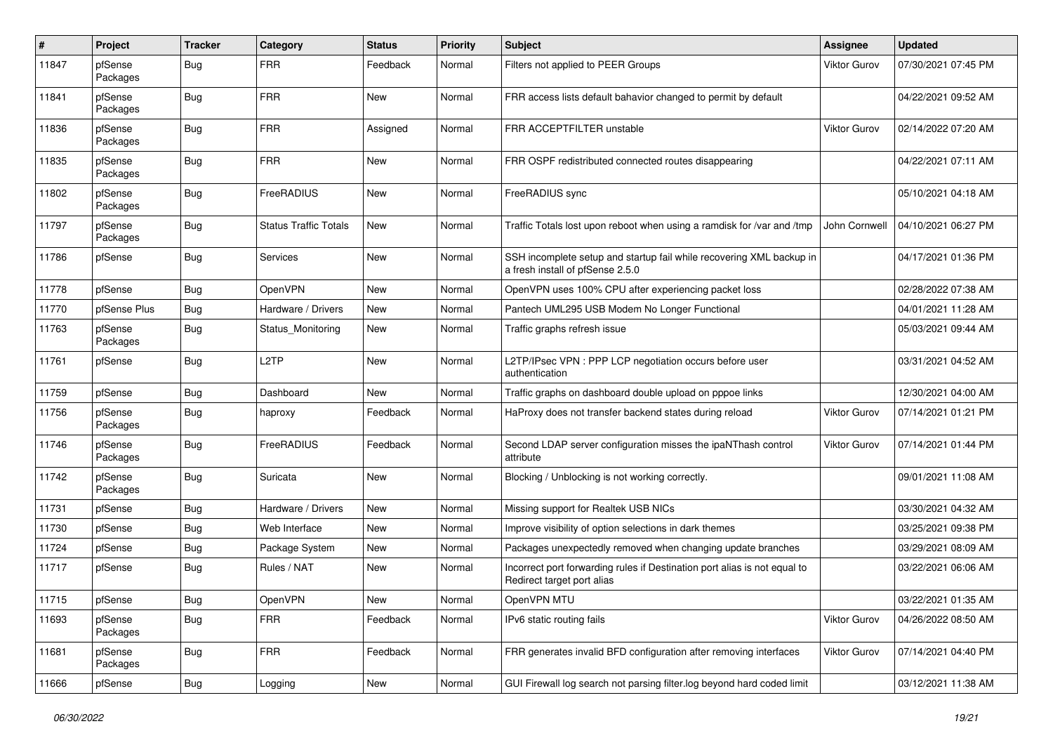| # | Project | Tracker | Category | Status | Priority | Subject | Assignee | Updated |
|---|---|---|---|---|---|---|---|---|
| 11847 | pfSense Packages | Bug | FRR | Feedback | Normal | Filters not applied to PEER Groups | Viktor Gurov | 07/30/2021 07:45 PM |
| 11841 | pfSense Packages | Bug | FRR | New | Normal | FRR access lists default bahavior changed to permit by default | | 04/22/2021 09:52 AM |
| 11836 | pfSense Packages | Bug | FRR | Assigned | Normal | FRR ACCEPTFILTER unstable | Viktor Gurov | 02/14/2022 07:20 AM |
| 11835 | pfSense Packages | Bug | FRR | New | Normal | FRR OSPF redistributed connected routes disappearing | | 04/22/2021 07:11 AM |
| 11802 | pfSense Packages | Bug | FreeRADIUS | New | Normal | FreeRADIUS sync | | 05/10/2021 04:18 AM |
| 11797 | pfSense Packages | Bug | Status Traffic Totals | New | Normal | Traffic Totals lost upon reboot when using a ramdisk for /var and /tmp | John Cornwell | 04/10/2021 06:27 PM |
| 11786 | pfSense | Bug | Services | New | Normal | SSH incomplete setup and startup fail while recovering XML backup in a fresh install of pfSense 2.5.0 | | 04/17/2021 01:36 PM |
| 11778 | pfSense | Bug | OpenVPN | New | Normal | OpenVPN uses 100% CPU after experiencing packet loss | | 02/28/2022 07:38 AM |
| 11770 | pfSense Plus | Bug | Hardware / Drivers | New | Normal | Pantech UML295 USB Modem No Longer Functional | | 04/01/2021 11:28 AM |
| 11763 | pfSense Packages | Bug | Status_Monitoring | New | Normal | Traffic graphs refresh issue | | 05/03/2021 09:44 AM |
| 11761 | pfSense | Bug | L2TP | New | Normal | L2TP/IPsec VPN : PPP LCP negotiation occurs before user authentication | | 03/31/2021 04:52 AM |
| 11759 | pfSense | Bug | Dashboard | New | Normal | Traffic graphs on dashboard double upload on pppoe links | | 12/30/2021 04:00 AM |
| 11756 | pfSense Packages | Bug | haproxy | Feedback | Normal | HaProxy does not transfer backend states during reload | Viktor Gurov | 07/14/2021 01:21 PM |
| 11746 | pfSense Packages | Bug | FreeRADIUS | Feedback | Normal | Second LDAP server configuration misses the ipaNThash control attribute | Viktor Gurov | 07/14/2021 01:44 PM |
| 11742 | pfSense Packages | Bug | Suricata | New | Normal | Blocking / Unblocking is not working correctly. | | 09/01/2021 11:08 AM |
| 11731 | pfSense | Bug | Hardware / Drivers | New | Normal | Missing support for Realtek USB NICs | | 03/30/2021 04:32 AM |
| 11730 | pfSense | Bug | Web Interface | New | Normal | Improve visibility of option selections in dark themes | | 03/25/2021 09:38 PM |
| 11724 | pfSense | Bug | Package System | New | Normal | Packages unexpectedly removed when changing update branches | | 03/29/2021 08:09 AM |
| 11717 | pfSense | Bug | Rules / NAT | New | Normal | Incorrect port forwarding rules if Destination port alias is not equal to Redirect target port alias | | 03/22/2021 06:06 AM |
| 11715 | pfSense | Bug | OpenVPN | New | Normal | OpenVPN MTU | | 03/22/2021 01:35 AM |
| 11693 | pfSense Packages | Bug | FRR | Feedback | Normal | IPv6 static routing fails | Viktor Gurov | 04/26/2022 08:50 AM |
| 11681 | pfSense Packages | Bug | FRR | Feedback | Normal | FRR generates invalid BFD configuration after removing interfaces | Viktor Gurov | 07/14/2021 04:40 PM |
| 11666 | pfSense | Bug | Logging | New | Normal | GUI Firewall log search not parsing filter.log beyond hard coded limit | | 03/12/2021 11:38 AM |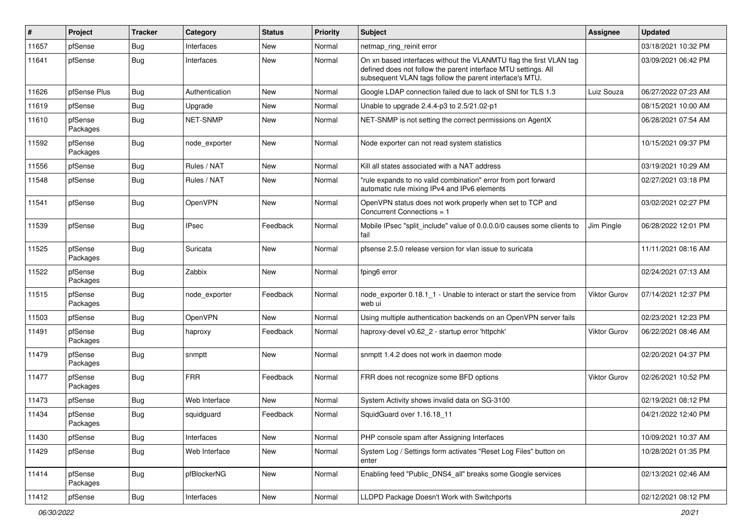| # | Project | Tracker | Category | Status | Priority | Subject | Assignee | Updated |
|---|---|---|---|---|---|---|---|---|
| 11657 | pfSense | Bug | Interfaces | New | Normal | netmap_ring_reinit error | | 03/18/2021 10:32 PM |
| 11641 | pfSense | Bug | Interfaces | New | Normal | On xn based interfaces without the VLANMTU flag the first VLAN tag defined does not follow the parent interface MTU settings. All subsequent VLAN tags follow the parent interface's MTU. | | 03/09/2021 06:42 PM |
| 11626 | pfSense Plus | Bug | Authentication | New | Normal | Google LDAP connection failed due to lack of SNI for TLS 1.3 | Luiz Souza | 06/27/2022 07:23 AM |
| 11619 | pfSense | Bug | Upgrade | New | Normal | Unable to upgrade 2.4.4-p3 to 2.5/21.02-p1 | | 08/15/2021 10:00 AM |
| 11610 | pfSense Packages | Bug | NET-SNMP | New | Normal | NET-SNMP is not setting the correct permissions on AgentX | | 06/28/2021 07:54 AM |
| 11592 | pfSense Packages | Bug | node_exporter | New | Normal | Node exporter can not read system statistics | | 10/15/2021 09:37 PM |
| 11556 | pfSense | Bug | Rules / NAT | New | Normal | Kill all states associated with a NAT address | | 03/19/2021 10:29 AM |
| 11548 | pfSense | Bug | Rules / NAT | New | Normal | "rule expands to no valid combination" error from port forward automatic rule mixing IPv4 and IPv6 elements | | 02/27/2021 03:18 PM |
| 11541 | pfSense | Bug | OpenVPN | New | Normal | OpenVPN status does not work properly when set to TCP and Concurrent Connections = 1 | | 03/02/2021 02:27 PM |
| 11539 | pfSense | Bug | IPsec | Feedback | Normal | Mobile IPsec "split_include" value of 0.0.0.0/0 causes some clients to fail | Jim Pingle | 06/28/2022 12:01 PM |
| 11525 | pfSense Packages | Bug | Suricata | New | Normal | pfsense 2.5.0 release version for vlan issue to suricata | | 11/11/2021 08:16 AM |
| 11522 | pfSense Packages | Bug | Zabbix | New | Normal | fping6 error | | 02/24/2021 07:13 AM |
| 11515 | pfSense Packages | Bug | node_exporter | Feedback | Normal | node_exporter 0.18.1_1 - Unable to interact or start the service from web ui | Viktor Gurov | 07/14/2021 12:37 PM |
| 11503 | pfSense | Bug | OpenVPN | New | Normal | Using multiple authentication backends on an OpenVPN server fails | | 02/23/2021 12:23 PM |
| 11491 | pfSense Packages | Bug | haproxy | Feedback | Normal | haproxy-devel v0.62_2 - startup error 'httpchk' | Viktor Gurov | 06/22/2021 08:46 AM |
| 11479 | pfSense Packages | Bug | snmptt | New | Normal | snmptt 1.4.2 does not work in daemon mode | | 02/20/2021 04:37 PM |
| 11477 | pfSense Packages | Bug | FRR | Feedback | Normal | FRR does not recognize some BFD options | Viktor Gurov | 02/26/2021 10:52 PM |
| 11473 | pfSense | Bug | Web Interface | New | Normal | System Activity shows invalid data on SG-3100 | | 02/19/2021 08:12 PM |
| 11434 | pfSense Packages | Bug | squidguard | Feedback | Normal | SquidGuard over 1.16.18_11 | | 04/21/2022 12:40 PM |
| 11430 | pfSense | Bug | Interfaces | New | Normal | PHP console spam after Assigning Interfaces | | 10/09/2021 10:37 AM |
| 11429 | pfSense | Bug | Web Interface | New | Normal | System Log / Settings form activates "Reset Log Files" button on enter | | 10/28/2021 01:35 PM |
| 11414 | pfSense Packages | Bug | pfBlockerNG | New | Normal | Enabling feed "Public_DNS4_all" breaks some Google services | | 02/13/2021 02:46 AM |
| 11412 | pfSense | Bug | Interfaces | New | Normal | LLDPD Package Doesn't Work with Switchports | | 02/12/2021 08:12 PM |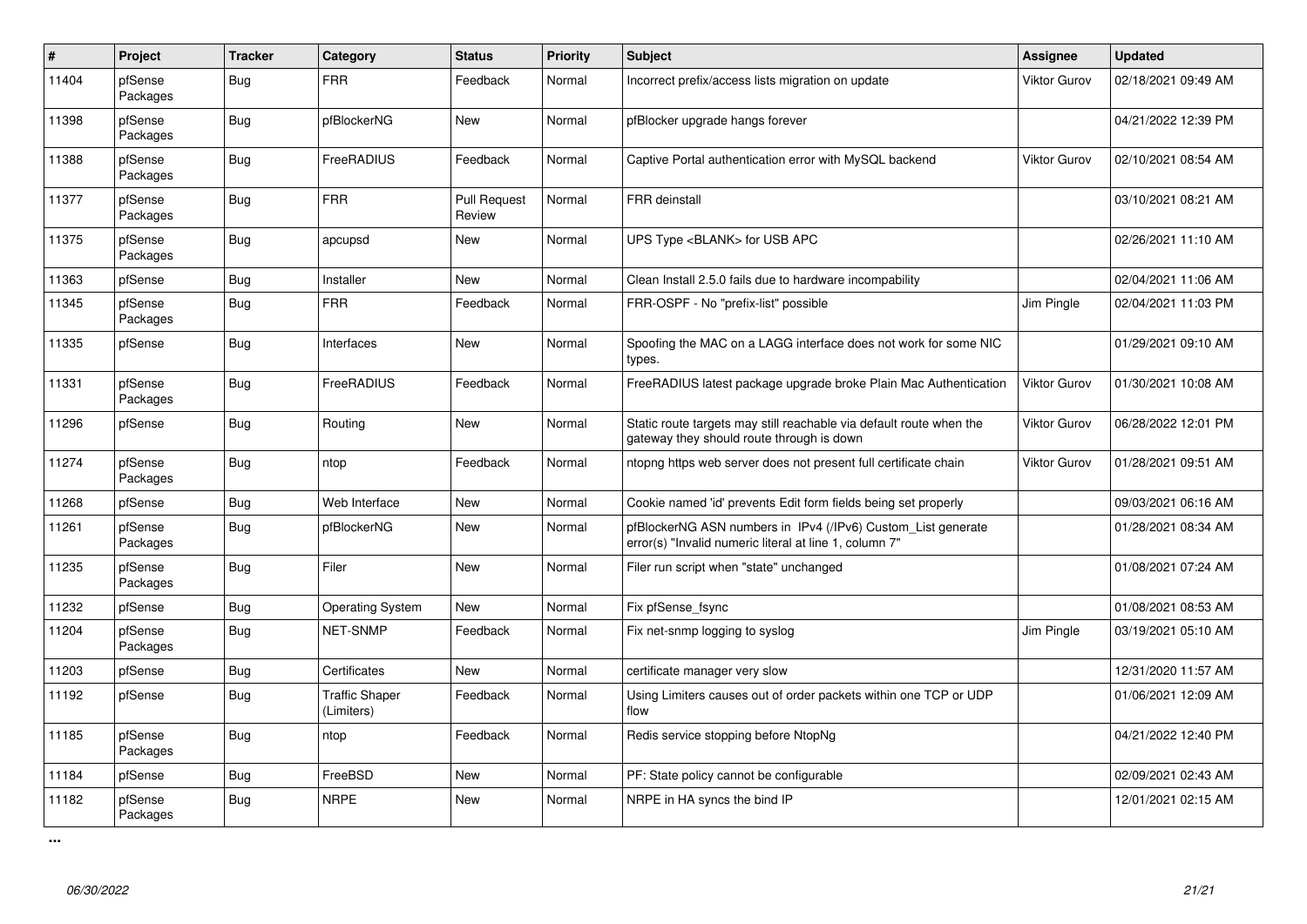| # | Project | Tracker | Category | Status | Priority | Subject | Assignee | Updated |
|---|---|---|---|---|---|---|---|---|
| 11404 | pfSense Packages | Bug | FRR | Feedback | Normal | Incorrect prefix/access lists migration on update | Viktor Gurov | 02/18/2021 09:49 AM |
| 11398 | pfSense Packages | Bug | pfBlockerNG | New | Normal | pfBlocker upgrade hangs forever | | 04/21/2022 12:39 PM |
| 11388 | pfSense Packages | Bug | FreeRADIUS | Feedback | Normal | Captive Portal authentication error with MySQL backend | Viktor Gurov | 02/10/2021 08:54 AM |
| 11377 | pfSense Packages | Bug | FRR | Pull Request Review | Normal | FRR deinstall | | 03/10/2021 08:21 AM |
| 11375 | pfSense Packages | Bug | apcupsd | New | Normal | UPS Type <BLANK> for USB APC | | 02/26/2021 11:10 AM |
| 11363 | pfSense | Bug | Installer | New | Normal | Clean Install 2.5.0 fails due to hardware incompability | | 02/04/2021 11:06 AM |
| 11345 | pfSense Packages | Bug | FRR | Feedback | Normal | FRR-OSPF - No "prefix-list" possible | Jim Pingle | 02/04/2021 11:03 PM |
| 11335 | pfSense | Bug | Interfaces | New | Normal | Spoofing the MAC on a LAGG interface does not work for some NIC types. | | 01/29/2021 09:10 AM |
| 11331 | pfSense Packages | Bug | FreeRADIUS | Feedback | Normal | FreeRADIUS latest package upgrade broke Plain Mac Authentication | Viktor Gurov | 01/30/2021 10:08 AM |
| 11296 | pfSense | Bug | Routing | New | Normal | Static route targets may still reachable via default route when the gateway they should route through is down | Viktor Gurov | 06/28/2022 12:01 PM |
| 11274 | pfSense Packages | Bug | ntop | Feedback | Normal | ntopng https web server does not present full certificate chain | Viktor Gurov | 01/28/2021 09:51 AM |
| 11268 | pfSense | Bug | Web Interface | New | Normal | Cookie named 'id' prevents Edit form fields being set properly | | 09/03/2021 06:16 AM |
| 11261 | pfSense Packages | Bug | pfBlockerNG | New | Normal | pfBlockerNG ASN numbers in IPv4 (/IPv6) Custom_List generate error(s) "Invalid numeric literal at line 1, column 7" | | 01/28/2021 08:34 AM |
| 11235 | pfSense Packages | Bug | Filer | New | Normal | Filer run script when "state" unchanged | | 01/08/2021 07:24 AM |
| 11232 | pfSense | Bug | Operating System | New | Normal | Fix pfSense_fsync | | 01/08/2021 08:53 AM |
| 11204 | pfSense Packages | Bug | NET-SNMP | Feedback | Normal | Fix net-snmp logging to syslog | Jim Pingle | 03/19/2021 05:10 AM |
| 11203 | pfSense | Bug | Certificates | New | Normal | certificate manager very slow | | 12/31/2020 11:57 AM |
| 11192 | pfSense | Bug | Traffic Shaper (Limiters) | Feedback | Normal | Using Limiters causes out of order packets within one TCP or UDP flow | | 01/06/2021 12:09 AM |
| 11185 | pfSense Packages | Bug | ntop | Feedback | Normal | Redis service stopping before NtopNg | | 04/21/2022 12:40 PM |
| 11184 | pfSense | Bug | FreeBSD | New | Normal | PF: State policy cannot be configurable | | 02/09/2021 02:43 AM |
| 11182 | pfSense Packages | Bug | NRPE | New | Normal | NRPE in HA syncs the bind IP | | 12/01/2021 02:15 AM |

...